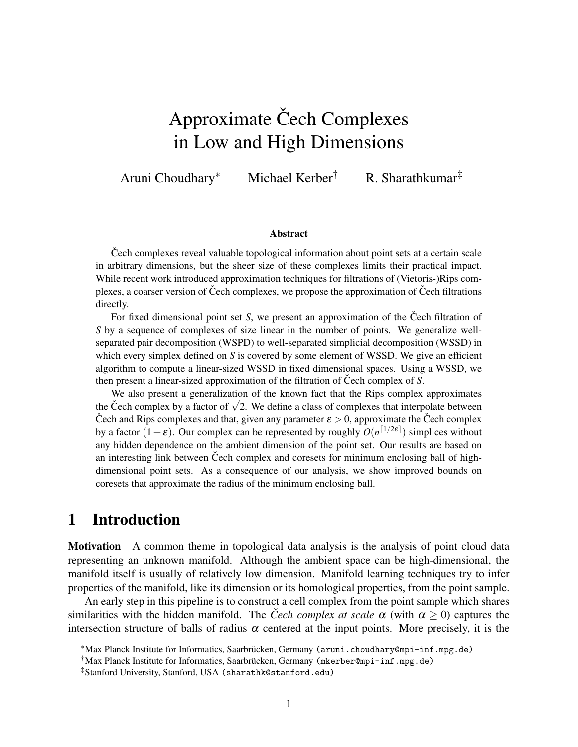# Approximate Čech Complexes in Low and High Dimensions

Aruni Choudhary[*] Michael Kerber[†] R. Sharathkumar[‡]

### Abstract

Čech complexes reveal valuable topological information about point sets at a certain scale in arbitrary dimensions, but the sheer size of these complexes limits their practical impact. While recent work introduced approximation techniques for filtrations of (Vietoris-)Rips complexes, a coarser version of Čech complexes, we propose the approximation of Čech filtrations directly.

For fixed dimensional point set $S$, we present an approximation of the Čech filtration of $S$ by a sequence of complexes of size linear in the number of points. We generalize well-separated pair decomposition (WSPD) to well-separated simplicial decomposition (WSSD) in which every simplex defined on $S$ is covered by some element of WSSD. We give an efficient algorithm to compute a linear-sized WSSD in fixed dimensional spaces. Using a WSSD, we then present a linear-sized approximation of the filtration of Čech complex of $S$.

We also present a generalization of the known fact that the Rips complex approximates the Čech complex by a factor of $\sqrt{2}$. We define a class of complexes that interpolate between Čech and Rips complexes and that, given any parameter $\varepsilon > 0$, approximate the Čech complex by a factor $(1+\varepsilon)$. Our complex can be represented by roughly $O(n^{\lceil 1/2\varepsilon \rceil})$ simplices without any hidden dependence on the ambient dimension of the point set. Our results are based on an interesting link between Čech complex and coresets for minimum enclosing ball of high-dimensional point sets. As a consequence of our analysis, we show improved bounds on coresets that approximate the radius of the minimum enclosing ball.

## 1 Introduction

**Motivation** A common theme in topological data analysis is the analysis of point cloud data representing an unknown manifold. Although the ambient space can be high-dimensional, the manifold itself is usually of relatively low dimension. Manifold learning techniques try to infer properties of the manifold, like its dimension or its homological properties, from the point sample.

An early step in this pipeline is to construct a cell complex from the point sample which shares similarities with the hidden manifold. The *Čech complex at scale* $\alpha$ (with $\alpha \geq 0$) captures the intersection structure of balls of radius $\alpha$ centered at the input points. More precisely, it is the

---

[*] Max Planck Institute for Informatics, Saarbrücken, Germany (aruni.choudhary@mpi-inf.mpg.de)

[†] Max Planck Institute for Informatics, Saarbrücken, Germany (mkerber@mpi-inf.mpg.de)

[‡] Stanford University, Stanford, USA (sharathk@stanford.edu)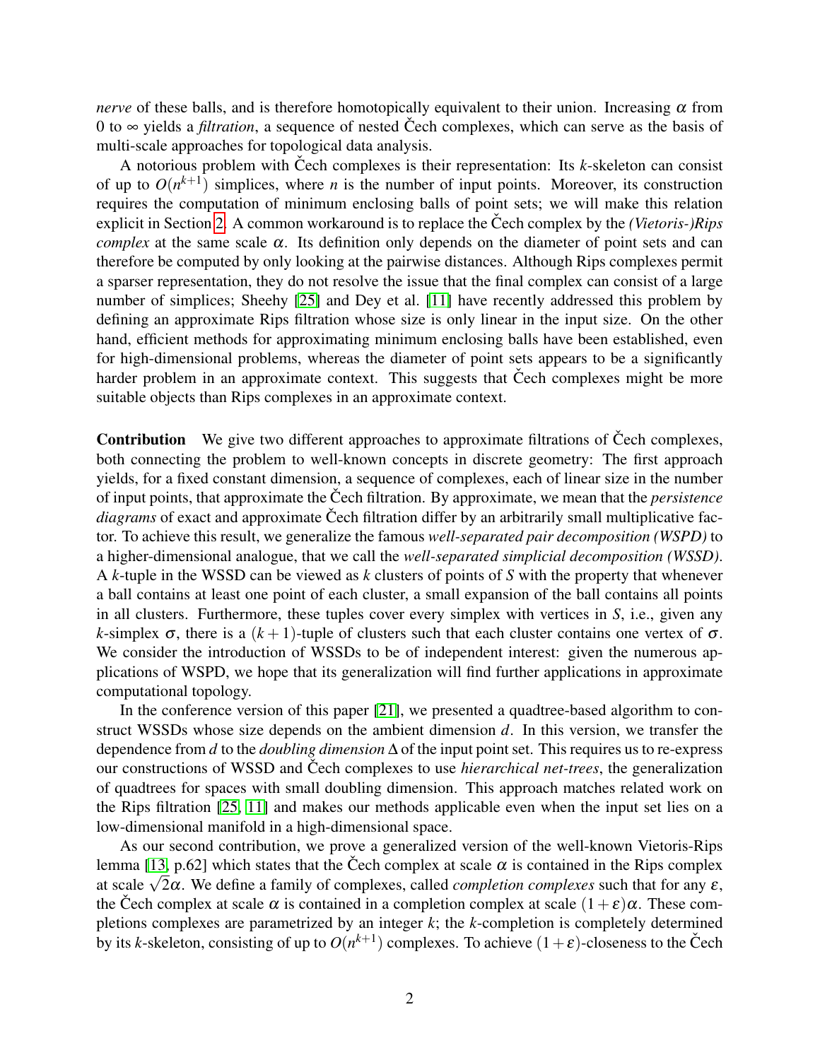*nerve* of these balls, and is therefore homotopically equivalent to their union. Increasing $\alpha$ from 0 to $\infty$ yields a *filtration*, a sequence of nested Čech complexes, which can serve as the basis of multi-scale approaches for topological data analysis.

A notorious problem with Čech complexes is their representation: Its $k$-skeleton can consist of up to $O(n^{k+1})$ simplices, where $n$ is the number of input points. Moreover, its construction requires the computation of minimum enclosing balls of point sets; we will make this relation explicit in Section 2. A common workaround is to replace the Čech complex by the *(Vietoris-)Rips complex* at the same scale $\alpha$. Its definition only depends on the diameter of point sets and can therefore be computed by only looking at the pairwise distances. Although Rips complexes permit a sparser representation, they do not resolve the issue that the final complex can consist of a large number of simplices; Sheehy [25] and Dey et al. [11] have recently addressed this problem by defining an approximate Rips filtration whose size is only linear in the input size. On the other hand, efficient methods for approximating minimum enclosing balls have been established, even for high-dimensional problems, whereas the diameter of point sets appears to be a significantly harder problem in an approximate context. This suggests that Čech complexes might be more suitable objects than Rips complexes in an approximate context.

**Contribution** We give two different approaches to approximate filtrations of Čech complexes, both connecting the problem to well-known concepts in discrete geometry: The first approach yields, for a fixed constant dimension, a sequence of complexes, each of linear size in the number of input points, that approximate the Čech filtration. By approximate, we mean that the *persistence diagrams* of exact and approximate Čech filtration differ by an arbitrarily small multiplicative factor. To achieve this result, we generalize the famous *well-separated pair decomposition (WSPD)* to a higher-dimensional analogue, that we call the *well-separated simplicial decomposition (WSSD)*. A $k$-tuple in the WSSD can be viewed as $k$ clusters of points of $S$ with the property that whenever a ball contains at least one point of each cluster, a small expansion of the ball contains all points in all clusters. Furthermore, these tuples cover every simplex with vertices in $S$, i.e., given any $k$-simplex $\sigma$, there is a $(k+1)$-tuple of clusters such that each cluster contains one vertex of $\sigma$. We consider the introduction of WSSDs to be of independent interest: given the numerous applications of WSPD, we hope that its generalization will find further applications in approximate computational topology.

In the conference version of this paper [21], we presented a quadtree-based algorithm to construct WSSDs whose size depends on the ambient dimension $d$. In this version, we transfer the dependence from $d$ to the *doubling dimension* $\Delta$ of the input point set. This requires us to re-express our constructions of WSSD and Čech complexes to use *hierarchical net-trees*, the generalization of quadtrees for spaces with small doubling dimension. This approach matches related work on the Rips filtration [25, 11] and makes our methods applicable even when the input set lies on a low-dimensional manifold in a high-dimensional space.

As our second contribution, we prove a generalized version of the well-known Vietoris-Rips lemma [13, p.62] which states that the Čech complex at scale $\alpha$ is contained in the Rips complex at scale $\sqrt{2}\alpha$. We define a family of complexes, called *completion complexes* such that for any $\varepsilon$, the Čech complex at scale $\alpha$ is contained in a completion complex at scale $(1+\varepsilon)\alpha$. These completions complexes are parametrized by an integer $k$; the $k$-completion is completely determined by its $k$-skeleton, consisting of up to $O(n^{k+1})$ complexes. To achieve $(1+\varepsilon)$-closeness to the Čech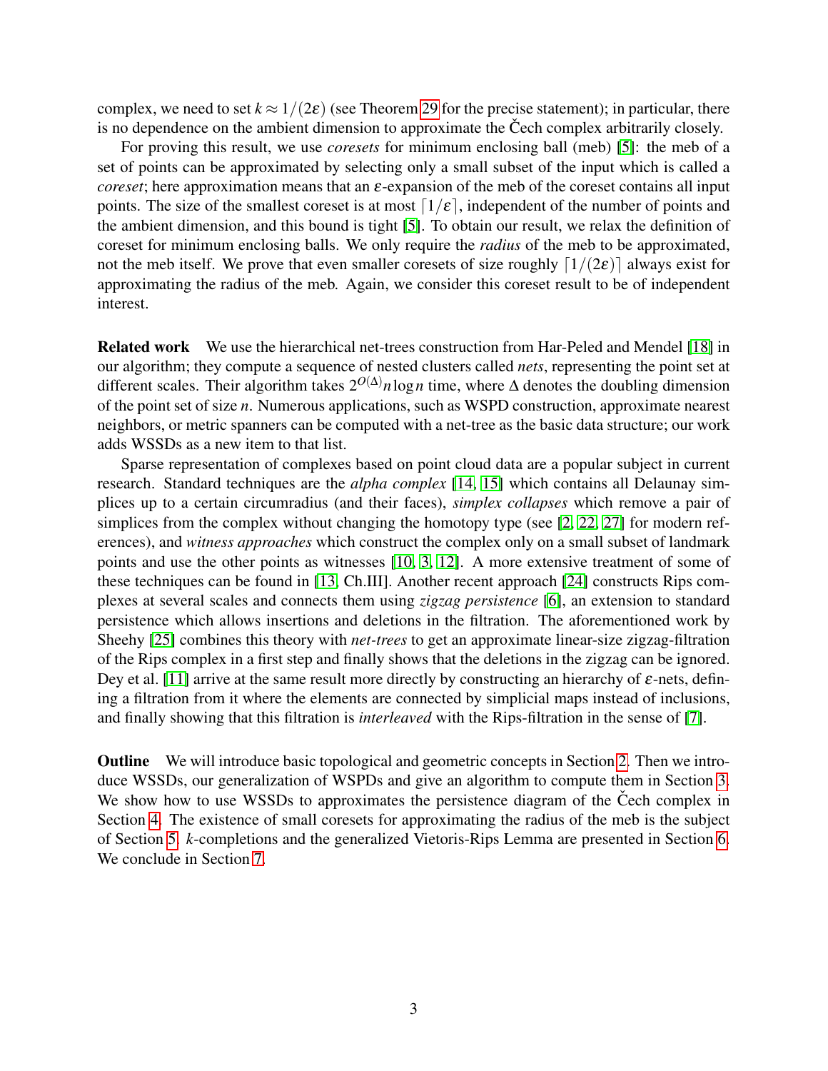complex, we need to set $k \approx 1/(2\varepsilon)$ (see Theorem 29 for the precise statement); in particular, there is no dependence on the ambient dimension to approximate the Čech complex arbitrarily closely.

For proving this result, we use *coresets* for minimum enclosing ball (meb) [5]: the meb of a set of points can be approximated by selecting only a small subset of the input which is called a *coreset*; here approximation means that an $\varepsilon$-expansion of the meb of the coreset contains all input points. The size of the smallest coreset is at most $\lceil 1/\varepsilon \rceil$, independent of the number of points and the ambient dimension, and this bound is tight [5]. To obtain our result, we relax the definition of coreset for minimum enclosing balls. We only require the *radius* of the meb to be approximated, not the meb itself. We prove that even smaller coresets of size roughly $\lceil 1/(2\varepsilon) \rceil$ always exist for approximating the radius of the meb. Again, we consider this coreset result to be of independent interest.

**Related work** We use the hierarchical net-trees construction from Har-Peled and Mendel [18] in our algorithm; they compute a sequence of nested clusters called *nets*, representing the point set at different scales. Their algorithm takes $2^{O(\Delta)} n \log n$ time, where $\Delta$ denotes the doubling dimension of the point set of size $n$. Numerous applications, such as WSPD construction, approximate nearest neighbors, or metric spanners can be computed with a net-tree as the basic data structure; our work adds WSSDs as a new item to that list.

Sparse representation of complexes based on point cloud data are a popular subject in current research. Standard techniques are the *alpha complex* [14, 15] which contains all Delaunay simplices up to a certain circumradius (and their faces), *simplex collapses* which remove a pair of simplices from the complex without changing the homotopy type (see [2, 22, 27] for modern references), and *witness approaches* which construct the complex only on a small subset of landmark points and use the other points as witnesses [10, 3, 12]. A more extensive treatment of some of these techniques can be found in [13, Ch.III]. Another recent approach [24] constructs Rips complexes at several scales and connects them using *zigzag persistence* [6], an extension to standard persistence which allows insertions and deletions in the filtration. The aforementioned work by Sheehy [25] combines this theory with *net-trees* to get an approximate linear-size zigzag-filtration of the Rips complex in a first step and finally shows that the deletions in the zigzag can be ignored. Dey et al. [11] arrive at the same result more directly by constructing an hierarchy of $\varepsilon$-nets, defining a filtration from it where the elements are connected by simplicial maps instead of inclusions, and finally showing that this filtration is *interleaved* with the Rips-filtration in the sense of [7].

**Outline** We will introduce basic topological and geometric concepts in Section 2. Then we introduce WSSDs, our generalization of WSPDs and give an algorithm to compute them in Section 3. We show how to use WSSDs to approximates the persistence diagram of the Čech complex in Section 4. The existence of small coresets for approximating the radius of the meb is the subject of Section 5. $k$-completions and the generalized Vietoris-Rips Lemma are presented in Section 6. We conclude in Section 7.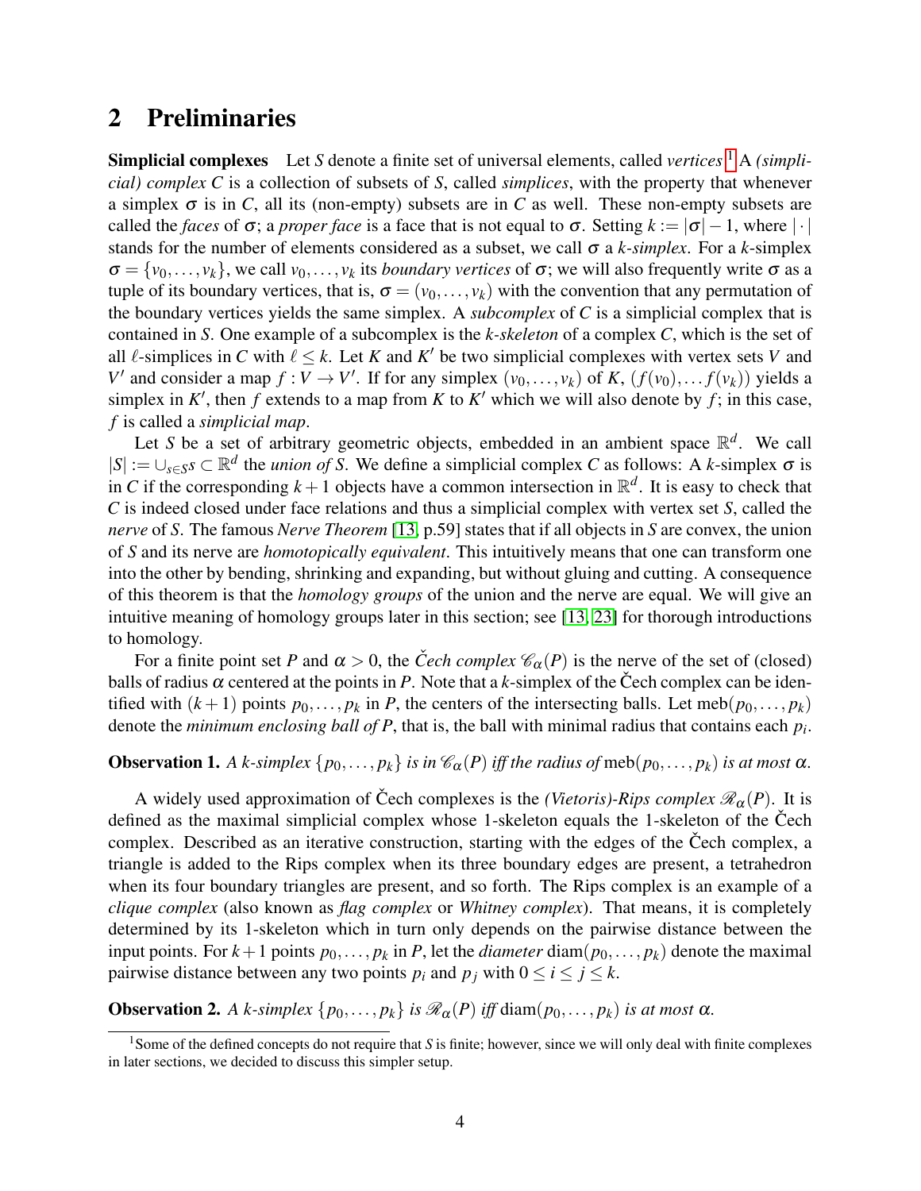## 2 Preliminaries

**Simplicial complexes** Let $S$ denote a finite set of universal elements, called *vertices*.[1] A *(simplicial) complex* $C$ is a collection of subsets of $S$, called *simplices*, with the property that whenever a simplex $\sigma$ is in $C$, all its (non-empty) subsets are in $C$ as well. These non-empty subsets are called the *faces* of $\sigma$; a *proper face* is a face that is not equal to $\sigma$. Setting $k := |\sigma| - 1$, where $|\cdot|$ stands for the number of elements considered as a subset, we call $\sigma$ a *k-simplex*. For a $k$-simplex $\sigma = \{v_0, \ldots, v_k\}$, we call $v_0, \ldots, v_k$ its *boundary vertices* of $\sigma$; we will also frequently write $\sigma$ as a tuple of its boundary vertices, that is, $\sigma = (v_0, \ldots, v_k)$ with the convention that any permutation of the boundary vertices yields the same simplex. A *subcomplex* of $C$ is a simplicial complex that is contained in $S$. One example of a subcomplex is the *k-skeleton* of a complex $C$, which is the set of all $\ell$-simplices in $C$ with $\ell \leq k$. Let $K$ and $K'$ be two simplicial complexes with vertex sets $V$ and $V'$ and consider a map $f : V \to V'$. If for any simplex $(v_0, \ldots, v_k)$ of $K$, $(f(v_0), \ldots f(v_k))$ yields a simplex in $K'$, then $f$ extends to a map from $K$ to $K'$ which we will also denote by $f$; in this case, $f$ is called a *simplicial map*.

Let $S$ be a set of arbitrary geometric objects, embedded in an ambient space $\mathbb{R}^d$. We call $|S| := \cup_{s \in S} s \subset \mathbb{R}^d$ the *union of S*. We define a simplicial complex $C$ as follows: A $k$-simplex $\sigma$ is in $C$ if the corresponding $k+1$ objects have a common intersection in $\mathbb{R}^d$. It is easy to check that $C$ is indeed closed under face relations and thus a simplicial complex with vertex set $S$, called the *nerve* of $S$. The famous *Nerve Theorem* [13, p.59] states that if all objects in $S$ are convex, the union of $S$ and its nerve are *homotopically equivalent*. This intuitively means that one can transform one into the other by bending, shrinking and expanding, but without gluing and cutting. A consequence of this theorem is that the *homology groups* of the union and the nerve are equal. We will give an intuitive meaning of homology groups later in this section; see [13, 23] for thorough introductions to homology.

For a finite point set $P$ and $\alpha > 0$, the *Čech complex* $\mathscr{C}_\alpha(P)$ is the nerve of the set of (closed) balls of radius $\alpha$ centered at the points in $P$. Note that a $k$-simplex of the Čech complex can be identified with $(k+1)$ points $p_0, \ldots, p_k$ in $P$, the centers of the intersecting balls. Let $\mathrm{meb}(p_0, \ldots, p_k)$ denote the *minimum enclosing ball of P*, that is, the ball with minimal radius that contains each $p_i$.

**Observation 1.** *A k-simplex $\{p_0, \ldots, p_k\}$ is in $\mathscr{C}_\alpha(P)$ iff the radius of $\mathrm{meb}(p_0, \ldots, p_k)$ is at most $\alpha$.*

A widely used approximation of Čech complexes is the *(Vietoris)-Rips complex* $\mathscr{R}_\alpha(P)$. It is defined as the maximal simplicial complex whose 1-skeleton equals the 1-skeleton of the Čech complex. Described as an iterative construction, starting with the edges of the Čech complex, a triangle is added to the Rips complex when its three boundary edges are present, a tetrahedron when its four boundary triangles are present, and so forth. The Rips complex is an example of a *clique complex* (also known as *flag complex* or *Whitney complex*). That means, it is completely determined by its 1-skeleton which in turn only depends on the pairwise distance between the input points. For $k+1$ points $p_0, \ldots, p_k$ in $P$, let the *diameter* $\mathrm{diam}(p_0, \ldots, p_k)$ denote the maximal pairwise distance between any two points $p_i$ and $p_j$ with $0 \leq i \leq j \leq k$.

**Observation 2.** *A k-simplex $\{p_0, \ldots, p_k\}$ is $\mathscr{R}_\alpha(P)$ iff $\mathrm{diam}(p_0, \ldots, p_k)$ is at most $\alpha$.*

[1] Some of the defined concepts do not require that $S$ is finite; however, since we will only deal with finite complexes in later sections, we decided to discuss this simpler setup.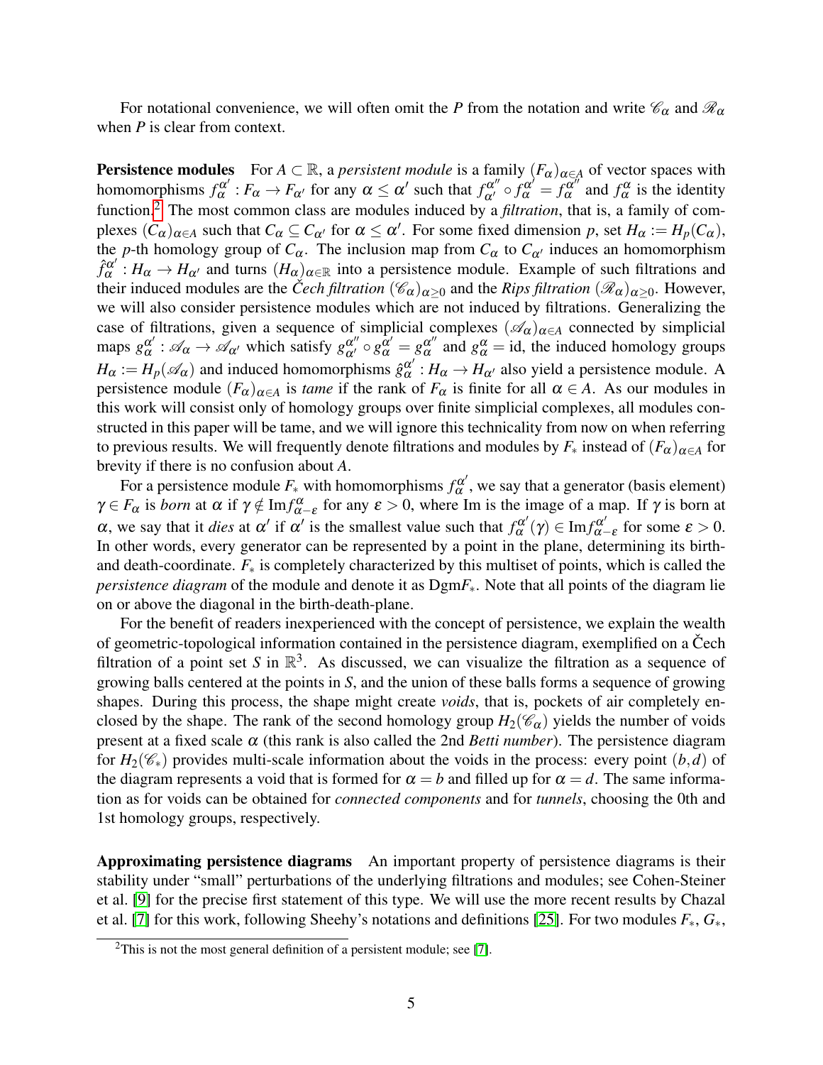For notational convenience, we will often omit the $P$ from the notation and write $\mathscr{C}_\alpha$ and $\mathscr{R}_\alpha$ when $P$ is clear from context.

**Persistence modules** For $A \subset \mathbb{R}$, a *persistent module* is a family $(F_\alpha)_{\alpha \in A}$ of vector spaces with homomorphisms $f_\alpha^{\alpha'} : F_\alpha \to F_{\alpha'}$ for any $\alpha \le \alpha'$ such that $f_{\alpha'}^{\alpha''} \circ f_\alpha^{\alpha'} = f_\alpha^{\alpha''}$ and $f_\alpha^\alpha$ is the identity function.[2] The most common class are modules induced by a *filtration*, that is, a family of complexes $(C_\alpha)_{\alpha \in A}$ such that $C_\alpha \subseteq C_{\alpha'}$ for $\alpha \le \alpha'$. For some fixed dimension $p$, set $H_\alpha := H_p(C_\alpha)$, the $p$-th homology group of $C_\alpha$. The inclusion map from $C_\alpha$ to $C_{\alpha'}$ induces an homomorphism $\hat{f}_\alpha^{\alpha'} : H_\alpha \to H_{\alpha'}$ and turns $(H_\alpha)_{\alpha \in \mathbb{R}}$ into a persistence module. Example of such filtrations and their induced modules are the *Čech filtration* $(\mathscr{C}_\alpha)_{\alpha \ge 0}$ and the *Rips filtration* $(\mathscr{R}_\alpha)_{\alpha \ge 0}$. However, we will also consider persistence modules which are not induced by filtrations. Generalizing the case of filtrations, given a sequence of simplicial complexes $(\mathscr{A}_\alpha)_{\alpha \in A}$ connected by simplicial maps $g_\alpha^{\alpha'} : \mathscr{A}_\alpha \to \mathscr{A}_{\alpha'}$ which satisfy $g_{\alpha'}^{\alpha''} \circ g_\alpha^{\alpha'} = g_\alpha^{\alpha''}$ and $g_\alpha^\alpha = \mathrm{id}$, the induced homology groups $H_\alpha := H_p(\mathscr{A}_\alpha)$ and induced homomorphisms $\hat{g}_\alpha^{\alpha'} : H_\alpha \to H_{\alpha'}$ also yield a persistence module. A persistence module $(F_\alpha)_{\alpha \in A}$ is *tame* if the rank of $F_\alpha$ is finite for all $\alpha \in A$. As our modules in this work will consist only of homology groups over finite simplicial complexes, all modules constructed in this paper will be tame, and we will ignore this technicality from now on when referring to previous results. We will frequently denote filtrations and modules by $F_*$ instead of $(F_\alpha)_{\alpha \in A}$ for brevity if there is no confusion about $A$.

For a persistence module $F_*$ with homomorphisms $f_\alpha^{\alpha'}$, we say that a generator (basis element) $\gamma \in F_\alpha$ is *born* at $\alpha$ if $\gamma \notin \mathrm{Im} f_{\alpha-\varepsilon}^\alpha$ for any $\varepsilon > 0$, where Im is the image of a map. If $\gamma$ is born at $\alpha$, we say that it *dies* at $\alpha'$ if $\alpha'$ is the smallest value such that $f_\alpha^{\alpha'}(\gamma) \in \mathrm{Im} f_{\alpha-\varepsilon}^{\alpha'}$ for some $\varepsilon > 0$. In other words, every generator can be represented by a point in the plane, determining its birth- and death-coordinate. $F_*$ is completely characterized by this multiset of points, which is called the *persistence diagram* of the module and denote it as $\mathrm{Dgm} F_*$. Note that all points of the diagram lie on or above the diagonal in the birth-death-plane.

For the benefit of readers inexperienced with the concept of persistence, we explain the wealth of geometric-topological information contained in the persistence diagram, exemplified on a Čech filtration of a point set $S$ in $\mathbb{R}^3$. As discussed, we can visualize the filtration as a sequence of growing balls centered at the points in $S$, and the union of these balls forms a sequence of growing shapes. During this process, the shape might create *voids*, that is, pockets of air completely enclosed by the shape. The rank of the second homology group $H_2(\mathscr{C}_\alpha)$ yields the number of voids present at a fixed scale $\alpha$ (this rank is also called the 2nd *Betti number*). The persistence diagram for $H_2(\mathscr{C}_*)$ provides multi-scale information about the voids in the process: every point $(b,d)$ of the diagram represents a void that is formed for $\alpha = b$ and filled up for $\alpha = d$. The same information as for voids can be obtained for *connected components* and for *tunnels*, choosing the 0th and 1st homology groups, respectively.

**Approximating persistence diagrams** An important property of persistence diagrams is their stability under "small" perturbations of the underlying filtrations and modules; see Cohen-Steiner et al. [9] for the precise first statement of this type. We will use the more recent results by Chazal et al. [7] for this work, following Sheehy's notations and definitions [25]. For two modules $F_*$, $G_*$,

[2] This is not the most general definition of a persistent module; see [7].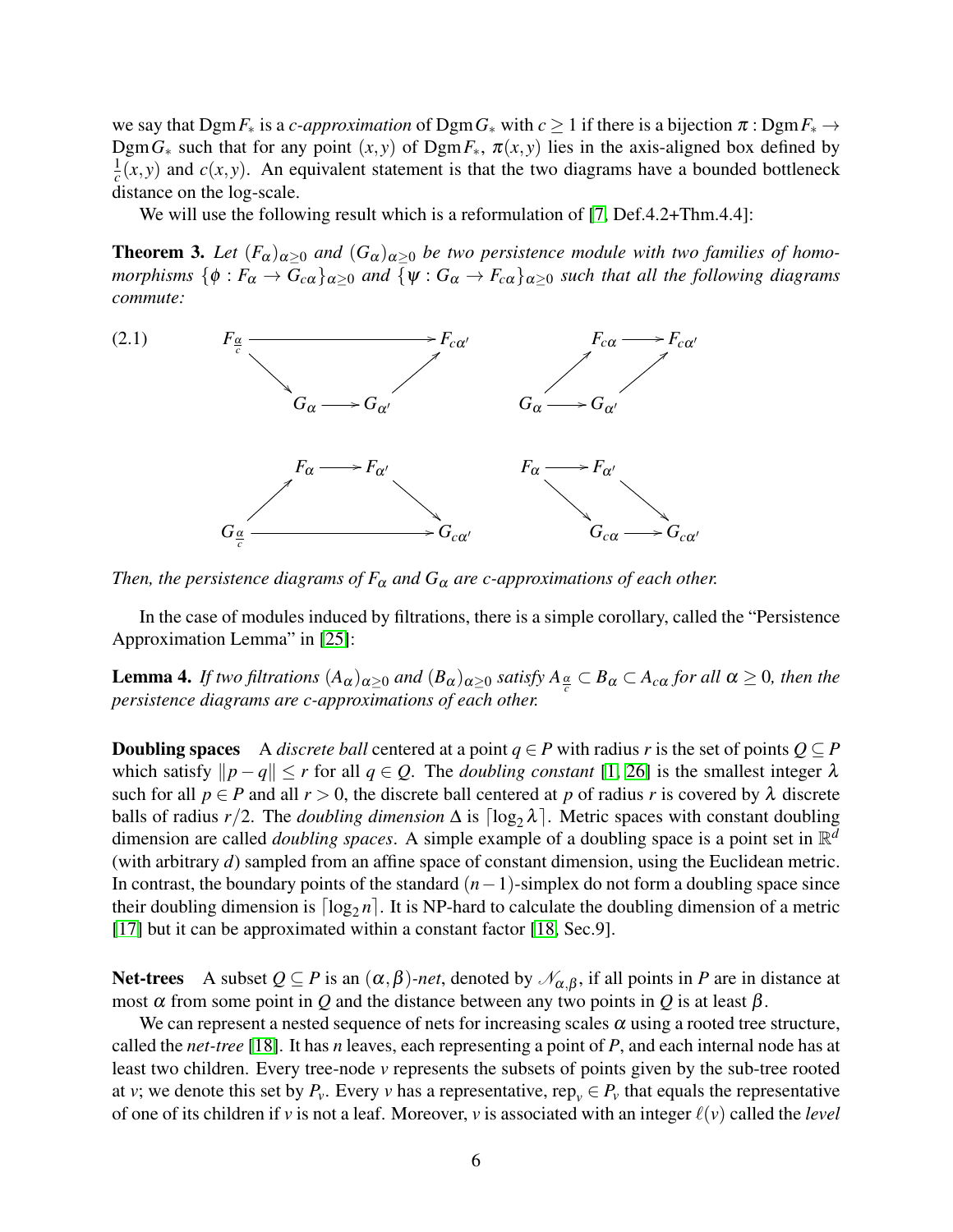we say that $\mathrm{Dgm} F_*$ is a *c-approximation* of $\mathrm{Dgm} G_*$ with $c \geq 1$ if there is a bijection $\pi : \mathrm{Dgm} F_* \to \mathrm{Dgm} G_*$ such that for any point $(x,y)$ of $\mathrm{Dgm} F_*$, $\pi(x,y)$ lies in the axis-aligned box defined by $\frac{1}{c}(x,y)$ and $c(x,y)$. An equivalent statement is that the two diagrams have a bounded bottleneck distance on the log-scale.

We will use the following result which is a reformulation of [7, Def.4.2+Thm.4.4]:

**Theorem 3.** *Let $(F_\alpha)_{\alpha \geq 0}$ and $(G_\alpha)_{\alpha \geq 0}$ be two persistence module with two families of homomorphisms $\{\phi : F_\alpha \to G_{c\alpha}\}_{\alpha \geq 0}$ and $\{\psi : G_\alpha \to F_{c\alpha}\}_{\alpha \geq 0}$ such that all the following diagrams commute:*

$$
(2.1) \qquad
\begin{array}{ccc}
F_{\frac{\alpha}{c}} \longrightarrow F_{c\alpha'} & \qquad & F_{c\alpha} \longrightarrow F_{c\alpha'} \\
\searrow \quad \nearrow & & \nearrow \quad \nearrow \\
G_\alpha \longrightarrow G_{\alpha'} & & G_\alpha \longrightarrow G_{\alpha'} \\
 & & \\
F_\alpha \longrightarrow F_{\alpha'} & & F_\alpha \longrightarrow F_{\alpha'} \\
\nearrow \quad \searrow & & \searrow \quad \searrow \\
G_{\frac{\alpha}{c}} \longrightarrow G_{c\alpha'} & & G_{c\alpha} \longrightarrow G_{c\alpha'}
\end{array}
$$

*Then, the persistence diagrams of $F_\alpha$ and $G_\alpha$ are c-approximations of each other.*

In the case of modules induced by filtrations, there is a simple corollary, called the "Persistence Approximation Lemma" in [25]:

**Lemma 4.** *If two filtrations $(A_\alpha)_{\alpha \geq 0}$ and $(B_\alpha)_{\alpha \geq 0}$ satisfy $A_{\frac{\alpha}{c}} \subset B_\alpha \subset A_{c\alpha}$ for all $\alpha \geq 0$, then the persistence diagrams are c-approximations of each other.*

**Doubling spaces** A *discrete ball* centered at a point $q \in P$ with radius $r$ is the set of points $Q \subseteq P$ which satisfy $\|p - q\| \leq r$ for all $q \in Q$. The *doubling constant* [1, 26] is the smallest integer $\lambda$ such for all $p \in P$ and all $r > 0$, the discrete ball centered at $p$ of radius $r$ is covered by $\lambda$ discrete balls of radius $r/2$. The *doubling dimension* $\Delta$ is $\lceil \log_2 \lambda \rceil$. Metric spaces with constant doubling dimension are called *doubling spaces*. A simple example of a doubling space is a point set in $\mathbb{R}^d$ (with arbitrary $d$) sampled from an affine space of constant dimension, using the Euclidean metric. In contrast, the boundary points of the standard $(n-1)$-simplex do not form a doubling space since their doubling dimension is $\lceil \log_2 n \rceil$. It is NP-hard to calculate the doubling dimension of a metric [17] but it can be approximated within a constant factor [18, Sec.9].

**Net-trees** A subset $Q \subseteq P$ is an $(\alpha, \beta)$*-net*, denoted by $\mathscr{N}_{\alpha,\beta}$, if all points in $P$ are in distance at most $\alpha$ from some point in $Q$ and the distance between any two points in $Q$ is at least $\beta$.

We can represent a nested sequence of nets for increasing scales $\alpha$ using a rooted tree structure, called the *net-tree* [18]. It has $n$ leaves, each representing a point of $P$, and each internal node has at least two children. Every tree-node $v$ represents the subsets of points given by the sub-tree rooted at $v$; we denote this set by $P_v$. Every $v$ has a representative, $\mathrm{rep}_v \in P_v$ that equals the representative of one of its children if $v$ is not a leaf. Moreover, $v$ is associated with an integer $\ell(v)$ called the *level*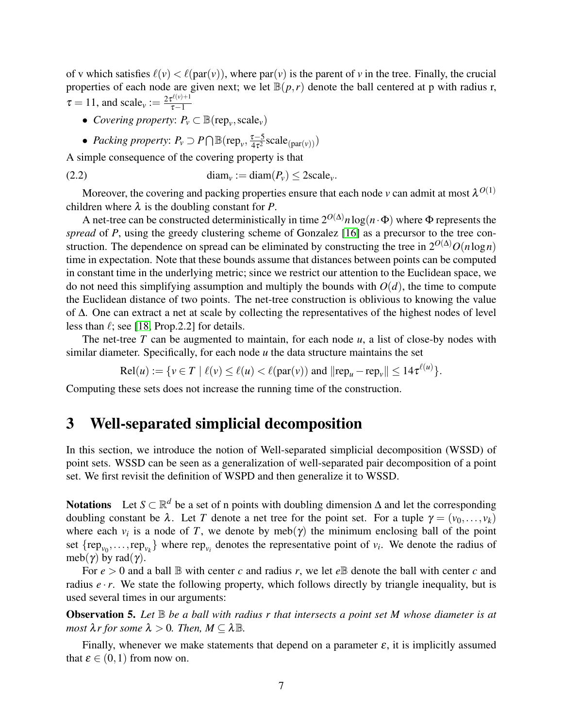of v which satisfies $\ell(v) < \ell(\text{par}(v))$, where $\text{par}(v)$ is the parent of $v$ in the tree. Finally, the crucial properties of each node are given next; we let $\mathbb{B}(p,r)$ denote the ball centered at p with radius r, $\tau = 11$, and $\text{scale}_v := \frac{2\tau^{\ell(v)+1}}{\tau-1}$

- *Covering property*: $P_v \subset \mathbb{B}(\text{rep}_v, \text{scale}_v)$
- *Packing property*: $P_v \supset P \bigcap \mathbb{B}(\text{rep}_v, \frac{\tau-5}{4\tau^2}\text{scale}_{(\text{par}(v))})$

A simple consequence of the covering property is that

$$\text{diam}_v := \text{diam}(P_v) \leq 2\text{scale}_v. \tag{2.2}$$

Moreover, the covering and packing properties ensure that each node $v$ can admit at most $\lambda^{O(1)}$ children where $\lambda$ is the doubling constant for $P$.

A net-tree can be constructed deterministically in time $2^{O(\Delta)} n \log(n \cdot \Phi)$ where $\Phi$ represents the *spread* of $P$, using the greedy clustering scheme of Gonzalez [16] as a precursor to the tree construction. The dependence on spread can be eliminated by constructing the tree in $2^{O(\Delta)} O(n \log n)$ time in expectation. Note that these bounds assume that distances between points can be computed in constant time in the underlying metric; since we restrict our attention to the Euclidean space, we do not need this simplifying assumption and multiply the bounds with $O(d)$, the time to compute the Euclidean distance of two points. The net-tree construction is oblivious to knowing the value of $\Delta$. One can extract a net at scale by collecting the representatives of the highest nodes of level less than $\ell$; see [18, Prop.2.2] for details.

The net-tree $T$ can be augmented to maintain, for each node $u$, a list of close-by nodes with similar diameter. Specifically, for each node $u$ the data structure maintains the set

$$\text{Rel}(u) := \{v \in T \mid \ell(v) \leq \ell(u) < \ell(\text{par}(v)) \text{ and } \|\text{rep}_u - \text{rep}_v\| \leq 14\tau^{\ell(u)}\}.$$

Computing these sets does not increase the running time of the construction.

# 3 Well-separated simplicial decomposition

In this section, we introduce the notion of Well-separated simplicial decomposition (WSSD) of point sets. WSSD can be seen as a generalization of well-separated pair decomposition of a point set. We first revisit the definition of WSPD and then generalize it to WSSD.

**Notations** Let $S \subset \mathbb{R}^d$ be a set of n points with doubling dimension $\Delta$ and let the corresponding doubling constant be $\lambda$. Let $T$ denote a net tree for the point set. For a tuple $\gamma = (v_0, \ldots, v_k)$ where each $v_i$ is a node of $T$, we denote by $\text{meb}(\gamma)$ the minimum enclosing ball of the point set $\{\text{rep}_{v_0}, \ldots, \text{rep}_{v_k}\}$ where $\text{rep}_{v_i}$ denotes the representative point of $v_i$. We denote the radius of $\text{meb}(\gamma)$ by $\text{rad}(\gamma)$.

For $e > 0$ and a ball $\mathbb{B}$ with center $c$ and radius $r$, we let $e\mathbb{B}$ denote the ball with center $c$ and radius $e \cdot r$. We state the following property, which follows directly by triangle inequality, but is used several times in our arguments:

**Observation 5.** *Let $\mathbb{B}$ be a ball with radius $r$ that intersects a point set $M$ whose diameter is at most $\lambda r$ for some $\lambda > 0$. Then, $M \subseteq \lambda\mathbb{B}$.*

Finally, whenever we make statements that depend on a parameter $\varepsilon$, it is implicitly assumed that $\varepsilon \in (0,1)$ from now on.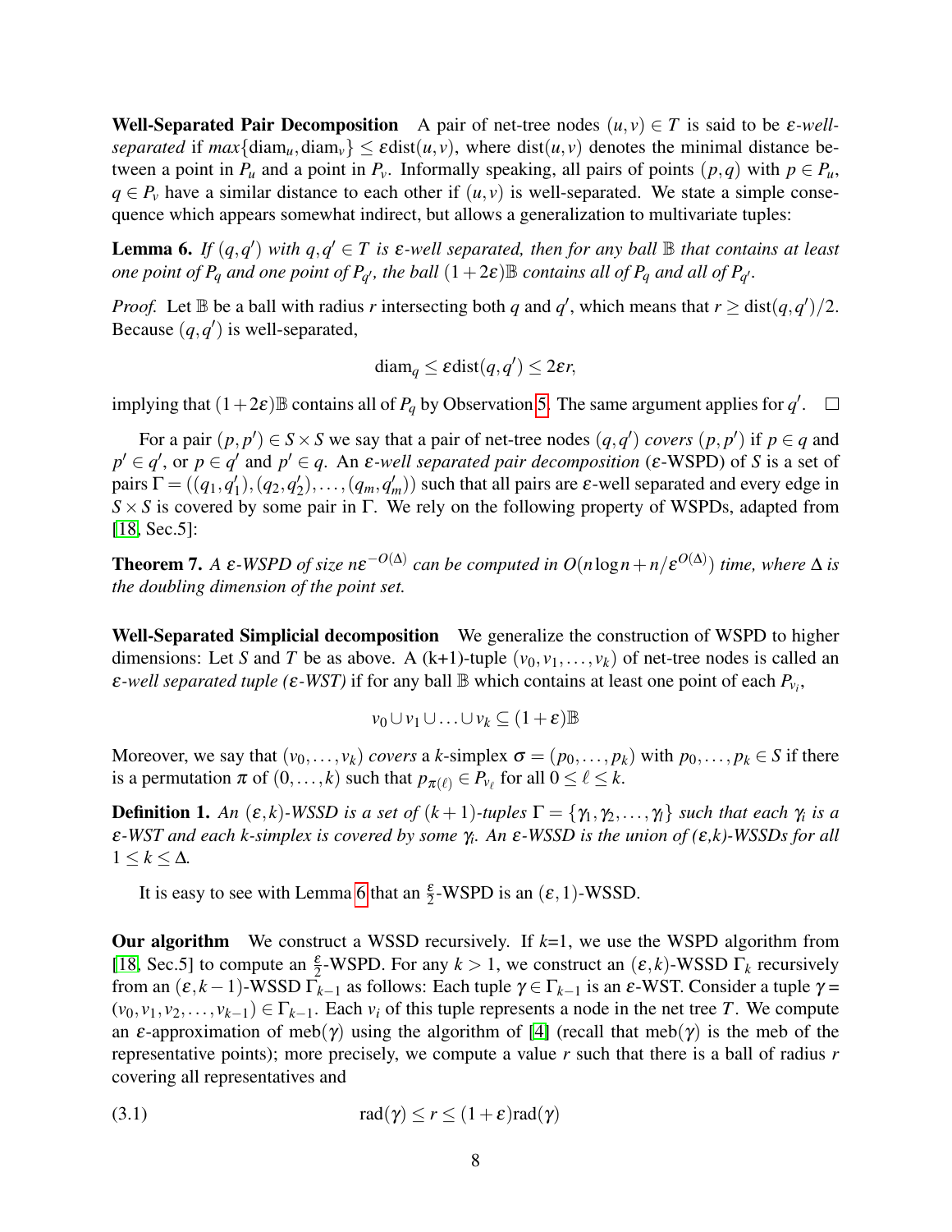**Well-Separated Pair Decomposition** A pair of net-tree nodes $(u,v) \in T$ is said to be *$\varepsilon$-well-separated* if $max\{\text{diam}_u, \text{diam}_v\} \leq \varepsilon \text{dist}(u,v)$, where $\text{dist}(u,v)$ denotes the minimal distance between a point in $P_u$ and a point in $P_v$. Informally speaking, all pairs of points $(p,q)$ with $p \in P_u$, $q \in P_v$ have a similar distance to each other if $(u,v)$ is well-separated. We state a simple consequence which appears somewhat indirect, but allows a generalization to multivariate tuples:

**Lemma 6.** *If $(q,q')$ with $q,q' \in T$ is $\varepsilon$-well separated, then for any ball $\mathbb{B}$ that contains at least one point of $P_q$ and one point of $P_{q'}$, the ball $(1+2\varepsilon)\mathbb{B}$ contains all of $P_q$ and all of $P_{q'}$.*

*Proof.* Let $\mathbb{B}$ be a ball with radius $r$ intersecting both $q$ and $q'$, which means that $r \geq \text{dist}(q,q')/2$. Because $(q,q')$ is well-separated,

$$\text{diam}_q \leq \varepsilon \text{dist}(q,q') \leq 2\varepsilon r,$$

implying that $(1+2\varepsilon)\mathbb{B}$ contains all of $P_q$ by Observation 5. The same argument applies for $q'$. $\square$

For a pair $(p,p') \in S \times S$ we say that a pair of net-tree nodes $(q,q')$ *covers* $(p,p')$ if $p \in q$ and $p' \in q'$, or $p \in q'$ and $p' \in q$. An *$\varepsilon$-well separated pair decomposition* ($\varepsilon$-WSPD) of $S$ is a set of pairs $\Gamma = ((q_1,q_1'),(q_2,q_2'),\ldots,(q_m,q_m'))$ such that all pairs are $\varepsilon$-well separated and every edge in $S \times S$ is covered by some pair in $\Gamma$. We rely on the following property of WSPDs, adapted from [18, Sec.5]:

**Theorem 7.** *A $\varepsilon$-WSPD of size $n\varepsilon^{-O(\Delta)}$ can be computed in $O(n\log n + n/\varepsilon^{O(\Delta)})$ time, where $\Delta$ is the doubling dimension of the point set.*

**Well-Separated Simplicial decomposition** We generalize the construction of WSPD to higher dimensions: Let $S$ and $T$ be as above. A (k+1)-tuple $(v_0,v_1,\ldots,v_k)$ of net-tree nodes is called an *$\varepsilon$-well separated tuple ($\varepsilon$-WST)* if for any ball $\mathbb{B}$ which contains at least one point of each $P_{v_i}$,

$$v_0 \cup v_1 \cup \ldots \cup v_k \subseteq (1+\varepsilon)\mathbb{B}$$

Moreover, we say that $(v_0,\ldots,v_k)$ *covers* a $k$-simplex $\sigma = (p_0,\ldots,p_k)$ with $p_0,\ldots,p_k \in S$ if there is a permutation $\pi$ of $(0,\ldots,k)$ such that $p_{\pi(\ell)} \in P_{v_\ell}$ for all $0 \leq \ell \leq k$.

**Definition 1.** *An $(\varepsilon,k)$-WSSD is a set of $(k+1)$-tuples $\Gamma = \{\gamma_1,\gamma_2,\ldots,\gamma_l\}$ such that each $\gamma_i$ is a $\varepsilon$-WST and each $k$-simplex is covered by some $\gamma_i$. An $\varepsilon$-WSSD is the union of $(\varepsilon,k)$-WSSDs for all $1 \leq k \leq \Delta$.*

It is easy to see with Lemma 6 that an $\frac{\varepsilon}{2}$-WSPD is an $(\varepsilon,1)$-WSSD.

**Our algorithm** We construct a WSSD recursively. If $k$=1, we use the WSPD algorithm from [18, Sec.5] to compute an $\frac{\varepsilon}{2}$-WSPD. For any $k>1$, we construct an $(\varepsilon,k)$-WSSD $\Gamma_k$ recursively from an $(\varepsilon,k-1)$-WSSD $\Gamma_{k-1}$ as follows: Each tuple $\gamma \in \Gamma_{k-1}$ is an $\varepsilon$-WST. Consider a tuple $\gamma = (v_0,v_1,v_2,\ldots,v_{k-1}) \in \Gamma_{k-1}$. Each $v_i$ of this tuple represents a node in the net tree $T$. We compute an $\varepsilon$-approximation of $\text{meb}(\gamma)$ using the algorithm of [4] (recall that $\text{meb}(\gamma)$ is the meb of the representative points); more precisely, we compute a value $r$ such that there is a ball of radius $r$ covering all representatives and

$$\text{rad}(\gamma) \leq r \leq (1+\varepsilon)\text{rad}(\gamma) \tag{3.1}$$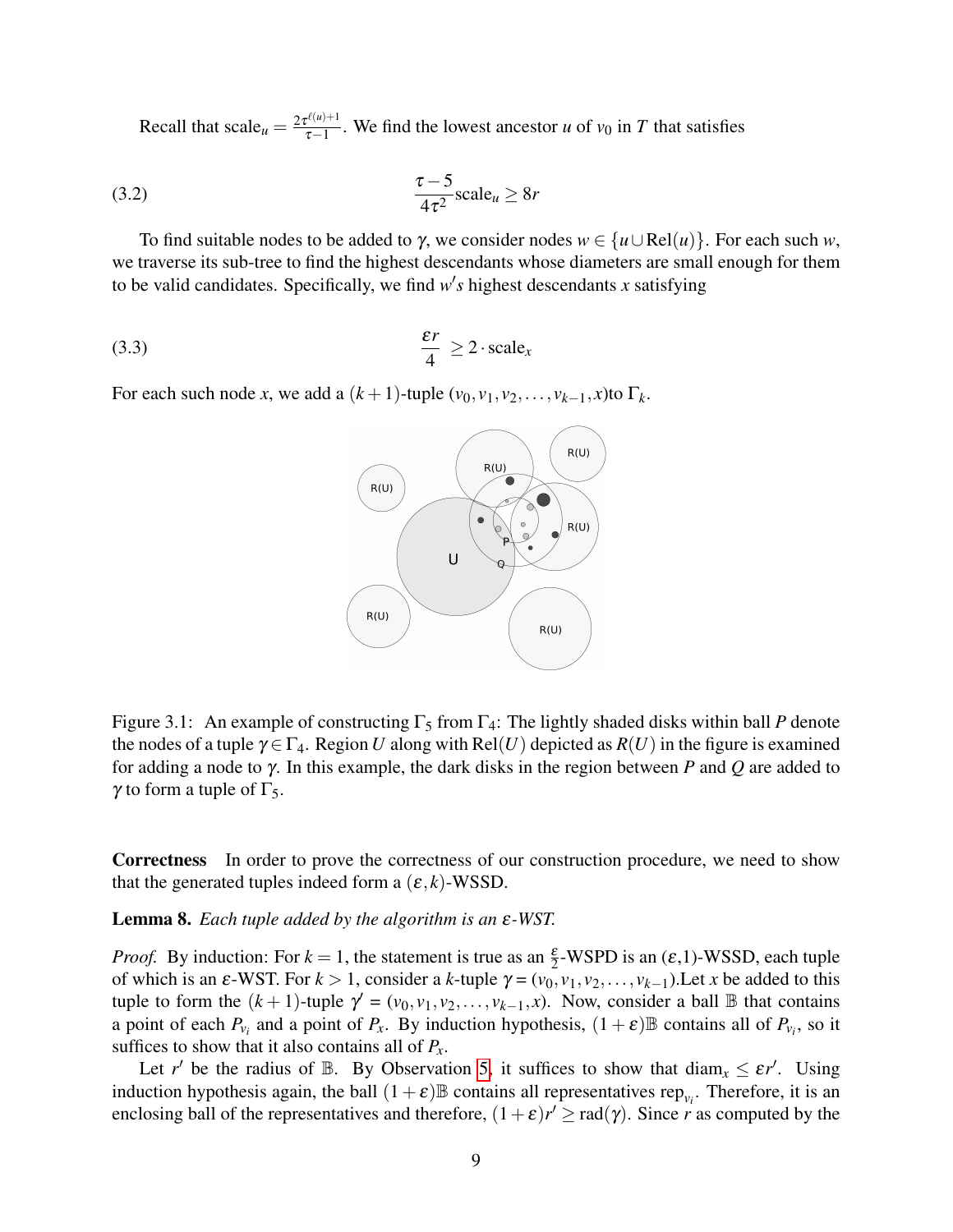Recall that $\text{scale}_u = \frac{2\tau^{\ell(u)+1}}{\tau-1}$. We find the lowest ancestor $u$ of $v_0$ in $T$ that satisfies

$$\frac{\tau-5}{4\tau^2}\text{scale}_u \geq 8r \tag{3.2}$$

To find suitable nodes to be added to $\gamma$, we consider nodes $w \in \{u \cup \text{Rel}(u)\}$. For each such $w$, we traverse its sub-tree to find the highest descendants whose diameters are small enough for them to be valid candidates. Specifically, we find $w's$ highest descendants $x$ satisfying

$$\frac{\varepsilon r}{4} \geq 2 \cdot \text{scale}_x \tag{3.3}$$

For each such node $x$, we add a $(k+1)$-tuple $(v_0, v_1, v_2, \ldots, v_{k-1}, x)$to $\Gamma_k$.

Figure 3.1: An example of constructing $\Gamma_5$ from $\Gamma_4$: The lightly shaded disks within ball $P$ denote the nodes of a tuple $\gamma \in \Gamma_4$. Region $U$ along with $\text{Rel}(U)$ depicted as $R(U)$ in the figure is examined for adding a node to $\gamma$. In this example, the dark disks in the region between $P$ and $Q$ are added to $\gamma$ to form a tuple of $\Gamma_5$.

**Correctness** In order to prove the correctness of our construction procedure, we need to show that the generated tuples indeed form a $(\varepsilon, k)$-WSSD.

**Lemma 8.** *Each tuple added by the algorithm is an $\varepsilon$-WST.*

*Proof.* By induction: For $k = 1$, the statement is true as an $\frac{\varepsilon}{2}$-WSPD is an $(\varepsilon$,1)-WSSD, each tuple of which is an $\varepsilon$-WST. For $k > 1$, consider a $k$-tuple $\gamma = (v_0, v_1, v_2, \ldots, v_{k-1})$.Let $x$ be added to this tuple to form the $(k+1)$-tuple $\gamma' = (v_0, v_1, v_2, \ldots, v_{k-1}, x)$. Now, consider a ball $\mathbb{B}$ that contains a point of each $P_{v_i}$ and a point of $P_x$. By induction hypothesis, $(1+\varepsilon)\mathbb{B}$ contains all of $P_{v_i}$, so it suffices to show that it also contains all of $P_x$.

Let $r'$ be the radius of $\mathbb{B}$. By Observation 5, it suffices to show that $\text{diam}_x \leq \varepsilon r'$. Using induction hypothesis again, the ball $(1+\varepsilon)\mathbb{B}$ contains all representatives $\text{rep}_{v_i}$. Therefore, it is an enclosing ball of the representatives and therefore, $(1+\varepsilon)r' \geq \text{rad}(\gamma)$. Since $r$ as computed by the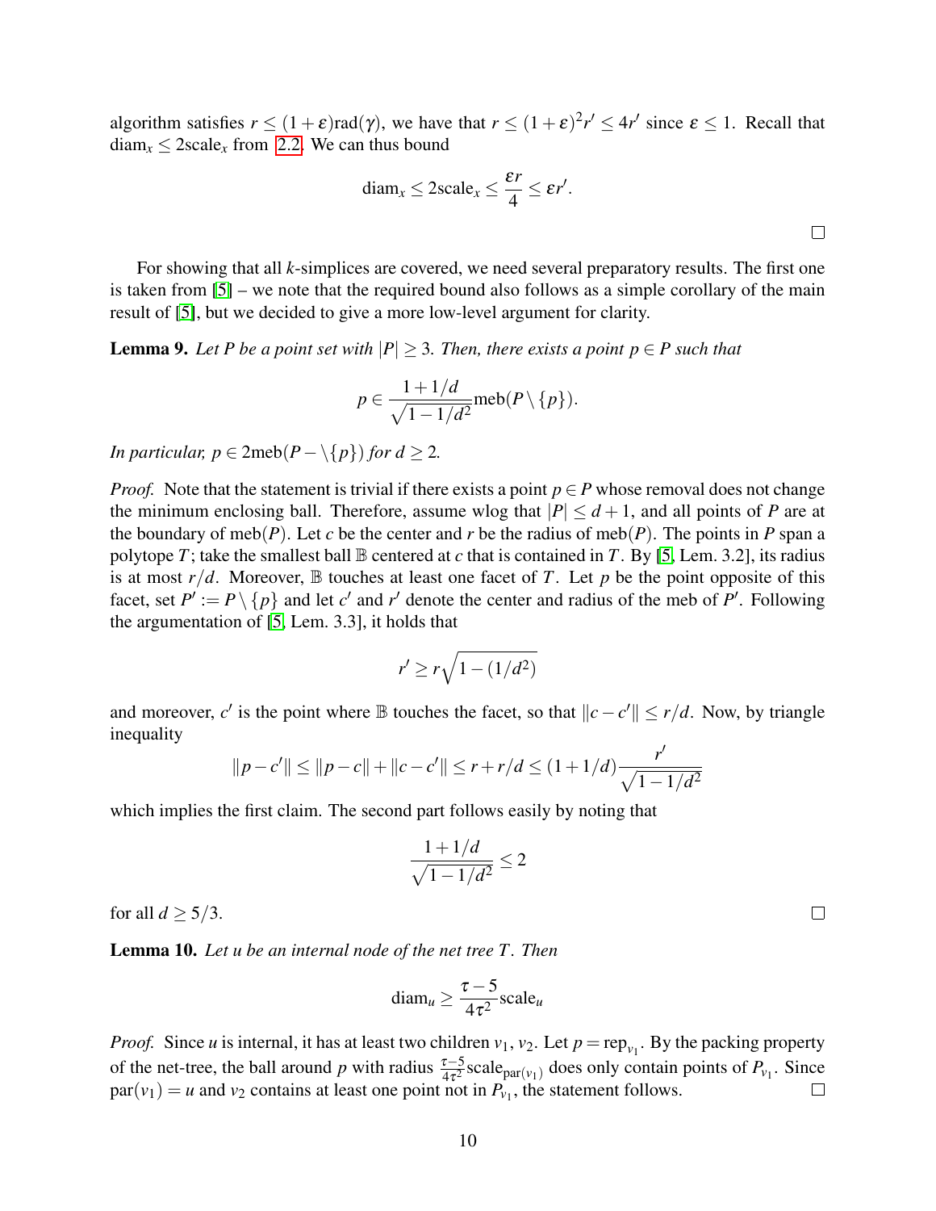algorithm satisfies $r \leq (1+\varepsilon)\text{rad}(\gamma)$, we have that $r \leq (1+\varepsilon)^2 r' \leq 4r'$ since $\varepsilon \leq 1$. Recall that $\text{diam}_x \leq 2\text{scale}_x$ from 2.2. We can thus bound

$$\text{diam}_x \leq 2\text{scale}_x \leq \frac{\varepsilon r}{4} \leq \varepsilon r'.$$

□

For showing that all $k$-simplices are covered, we need several preparatory results. The first one is taken from [5] – we note that the required bound also follows as a simple corollary of the main result of [5], but we decided to give a more low-level argument for clarity.

**Lemma 9.** *Let $P$ be a point set with $|P| \geq 3$. Then, there exists a point $p \in P$ such that*

$$p \in \frac{1+1/d}{\sqrt{1-1/d^2}} \text{meb}(P \setminus \{p\}).$$

*In particular, $p \in 2\text{meb}(P - \setminus\{p\})$ for $d \geq 2$.*

*Proof.* Note that the statement is trivial if there exists a point $p \in P$ whose removal does not change the minimum enclosing ball. Therefore, assume wlog that $|P| \leq d+1$, and all points of $P$ are at the boundary of $\text{meb}(P)$. Let $c$ be the center and $r$ be the radius of $\text{meb}(P)$. The points in $P$ span a polytope $T$; take the smallest ball $\mathbb{B}$ centered at $c$ that is contained in $T$. By [5, Lem. 3.2], its radius is at most $r/d$. Moreover, $\mathbb{B}$ touches at least one facet of $T$. Let $p$ be the point opposite of this facet, set $P' := P \setminus \{p\}$ and let $c'$ and $r'$ denote the center and radius of the meb of $P'$. Following the argumentation of [5, Lem. 3.3], it holds that

$$r' \geq r\sqrt{1-(1/d^2)}$$

and moreover, $c'$ is the point where $\mathbb{B}$ touches the facet, so that $\|c - c'\| \leq r/d$. Now, by triangle inequality

$$\|p - c'\| \leq \|p - c\| + \|c - c'\| \leq r + r/d \leq (1+1/d)\frac{r'}{\sqrt{1-1/d^2}}$$

which implies the first claim. The second part follows easily by noting that

$$\frac{1+1/d}{\sqrt{1-1/d^2}} \leq 2$$

for all $d \geq 5/3$. □

**Lemma 10.** *Let $u$ be an internal node of the net tree $T$. Then*

$$\text{diam}_u \geq \frac{\tau - 5}{4\tau^2}\text{scale}_u$$

*Proof.* Since $u$ is internal, it has at least two children $v_1, v_2$. Let $p = \text{rep}_{v_1}$. By the packing property of the net-tree, the ball around $p$ with radius $\frac{\tau-5}{4\tau^2}\text{scale}_{\text{par}(v_1)}$ does only contain points of $P_{v_1}$. Since $\text{par}(v_1) = u$ and $v_2$ contains at least one point not in $P_{v_1}$, the statement follows. □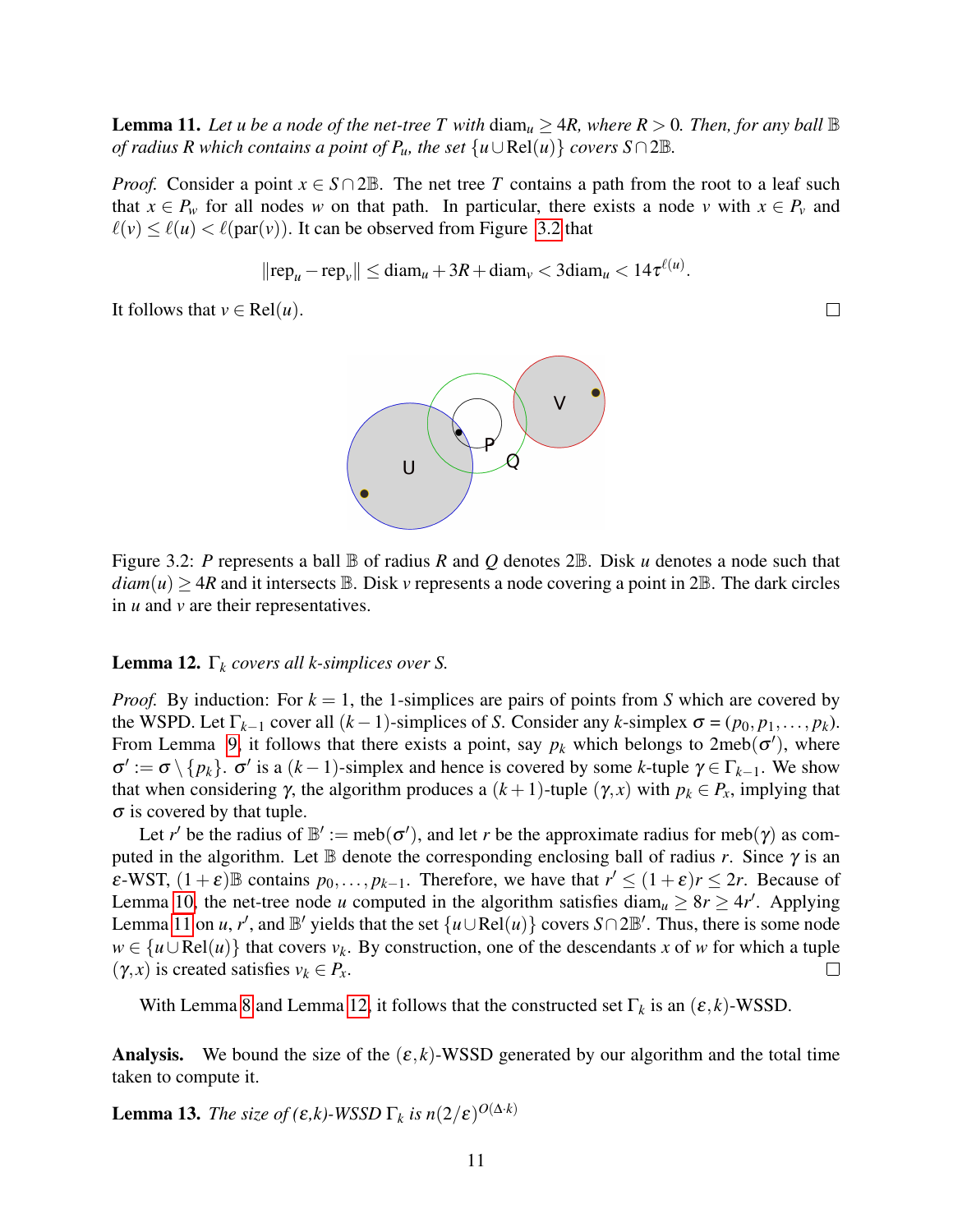**Lemma 11.** *Let $u$ be a node of the net-tree $T$ with $\text{diam}_u \geq 4R$, where $R > 0$. Then, for any ball $\mathbb{B}$ of radius $R$ which contains a point of $P_u$, the set $\{u \cup \text{Rel}(u)\}$ covers $S \cap 2\mathbb{B}$.*

*Proof.* Consider a point $x \in S \cap 2\mathbb{B}$. The net tree $T$ contains a path from the root to a leaf such that $x \in P_w$ for all nodes $w$ on that path. In particular, there exists a node $v$ with $x \in P_v$ and $\ell(v) \leq \ell(u) < \ell(\text{par}(v))$. It can be observed from Figure 3.2 that

$$\|\text{rep}_u - \text{rep}_v\| \leq \text{diam}_u + 3R + \text{diam}_v < 3\text{diam}_u < 14\tau^{\ell(u)}.$$

It follows that $v \in \text{Rel}(u)$. □

Figure 3.2: $P$ represents a ball $\mathbb{B}$ of radius $R$ and $Q$ denotes $2\mathbb{B}$. Disk $u$ denotes a node such that $diam(u) \geq 4R$ and it intersects $\mathbb{B}$. Disk $v$ represents a node covering a point in $2\mathbb{B}$. The dark circles in $u$ and $v$ are their representatives.

**Lemma 12.** *$\Gamma_k$ covers all $k$-simplices over $S$.*

*Proof.* By induction: For $k = 1$, the 1-simplices are pairs of points from $S$ which are covered by the WSPD. Let $\Gamma_{k-1}$ cover all $(k-1)$-simplices of $S$. Consider any $k$-simplex $\sigma = (p_0, p_1, \ldots, p_k)$. From Lemma 9, it follows that there exists a point, say $p_k$ which belongs to $2\text{meb}(\sigma')$, where $\sigma' := \sigma \setminus \{p_k\}$. $\sigma'$ is a $(k-1)$-simplex and hence is covered by some $k$-tuple $\gamma \in \Gamma_{k-1}$. We show that when considering $\gamma$, the algorithm produces a $(k+1)$-tuple $(\gamma, x)$ with $p_k \in P_x$, implying that $\sigma$ is covered by that tuple.

Let $r'$ be the radius of $\mathbb{B}' := \text{meb}(\sigma')$, and let $r$ be the approximate radius for $\text{meb}(\gamma)$ as computed in the algorithm. Let $\mathbb{B}$ denote the corresponding enclosing ball of radius $r$. Since $\gamma$ is an $\varepsilon$-WST, $(1+\varepsilon)\mathbb{B}$ contains $p_0, \ldots, p_{k-1}$. Therefore, we have that $r' \leq (1+\varepsilon)r \leq 2r$. Because of Lemma 10, the net-tree node $u$ computed in the algorithm satisfies $\text{diam}_u \geq 8r \geq 4r'$. Applying Lemma 11 on $u$, $r'$, and $\mathbb{B}'$ yields that the set $\{u \cup \text{Rel}(u)\}$ covers $S \cap 2\mathbb{B}'$. Thus, there is some node $w \in \{u \cup \text{Rel}(u)\}$ that covers $v_k$. By construction, one of the descendants $x$ of $w$ for which a tuple $(\gamma, x)$ is created satisfies $v_k \in P_x$. □

With Lemma 8 and Lemma 12, it follows that the constructed set $\Gamma_k$ is an $(\varepsilon, k)$-WSSD.

**Analysis.** We bound the size of the $(\varepsilon, k)$-WSSD generated by our algorithm and the total time taken to compute it.

**Lemma 13.** *The size of $(\varepsilon,k)$-WSSD $\Gamma_k$ is $n(2/\varepsilon)^{O(\Delta \cdot k)}$*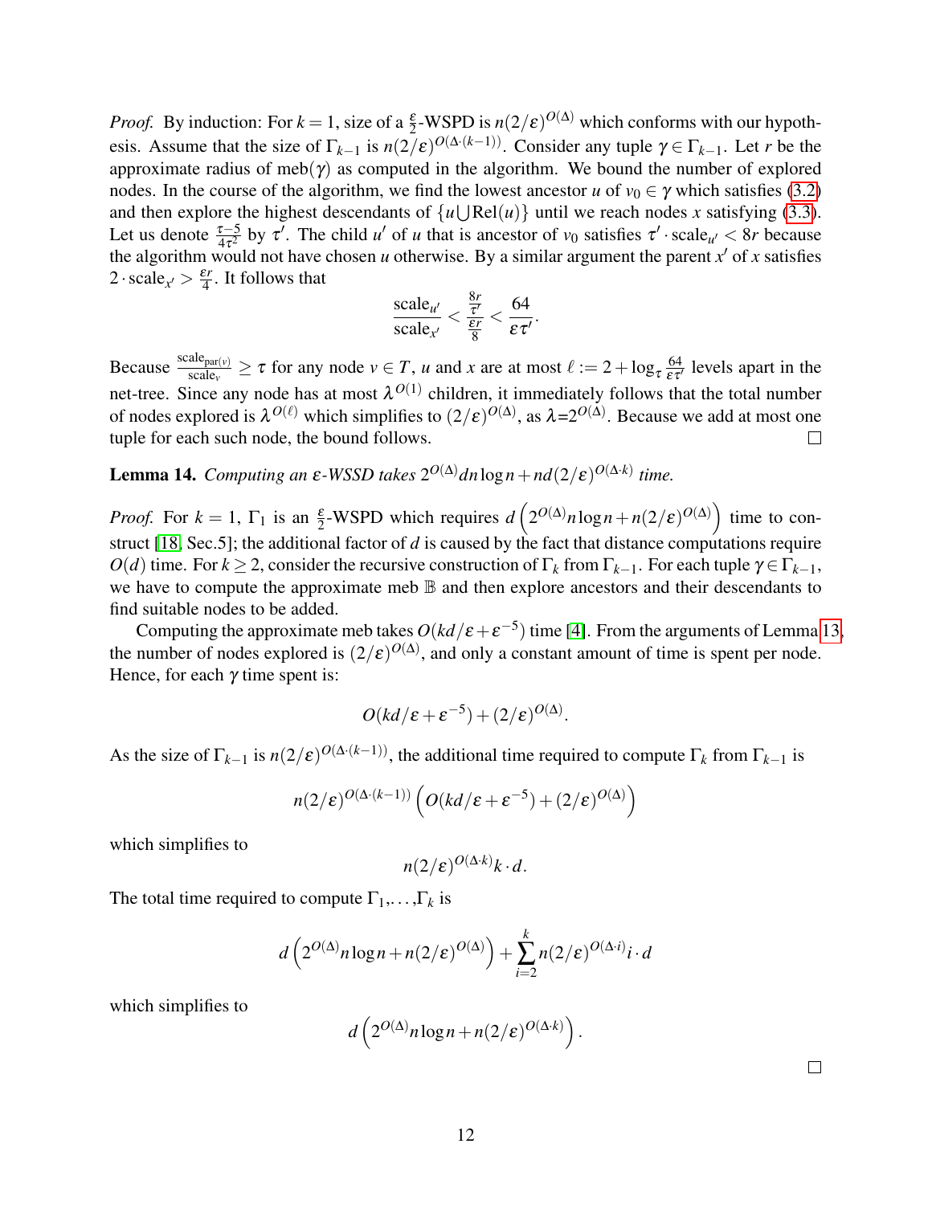*Proof.* By induction: For $k = 1$, size of a $\frac{\varepsilon}{2}$-WSPD is $n(2/\varepsilon)^{O(\Delta)}$ which conforms with our hypothesis. Assume that the size of $\Gamma_{k-1}$ is $n(2/\varepsilon)^{O(\Delta\cdot(k-1))}$. Consider any tuple $\gamma \in \Gamma_{k-1}$. Let $r$ be the approximate radius of meb$(\gamma)$ as computed in the algorithm. We bound the number of explored nodes. In the course of the algorithm, we find the lowest ancestor $u$ of $v_0 \in \gamma$ which satisfies (3.2) and then explore the highest descendants of $\{u \bigcup \mathrm{Rel}(u)\}$ until we reach nodes $x$ satisfying (3.3). Let us denote $\frac{\tau-5}{4\tau^2}$ by $\tau'$. The child $u'$ of $u$ that is ancestor of $v_0$ satisfies $\tau' \cdot \mathrm{scale}_{u'} < 8r$ because the algorithm would not have chosen $u$ otherwise. By a similar argument the parent $x'$ of $x$ satisfies $2 \cdot \mathrm{scale}_{x'} > \frac{\varepsilon r}{4}$. It follows that

$$\frac{\mathrm{scale}_{u'}}{\mathrm{scale}_{x'}} < \frac{\frac{8r}{\tau'}}{\frac{\varepsilon r}{8}} < \frac{64}{\varepsilon\tau'}.$$

Because $\frac{\mathrm{scale}_{\mathrm{par}(v)}}{\mathrm{scale}_v} \geq \tau$ for any node $v \in T$, $u$ and $x$ are at most $\ell := 2 + \log_\tau \frac{64}{\varepsilon\tau'}$ levels apart in the net-tree. Since any node has at most $\lambda^{O(1)}$ children, it immediately follows that the total number of nodes explored is $\lambda^{O(\ell)}$ which simplifies to $(2/\varepsilon)^{O(\Delta)}$, as $\lambda$=$2^{O(\Delta)}$. Because we add at most one tuple for each such node, the bound follows. $\square$

**Lemma 14.** *Computing an $\varepsilon$-WSSD takes $2^{O(\Delta)}dn\log n + nd(2/\varepsilon)^{O(\Delta\cdot k)}$ time.*

*Proof.* For $k = 1$, $\Gamma_1$ is an $\frac{\varepsilon}{2}$-WSPD which requires $d\left(2^{O(\Delta)}n\log n + n(2/\varepsilon)^{O(\Delta)}\right)$ time to construct [18, Sec.5]; the additional factor of $d$ is caused by the fact that distance computations require $O(d)$ time. For $k \geq 2$, consider the recursive construction of $\Gamma_k$ from $\Gamma_{k-1}$. For each tuple $\gamma \in \Gamma_{k-1}$, we have to compute the approximate meb $\mathbb{B}$ and then explore ancestors and their descendants to find suitable nodes to be added.

Computing the approximate meb takes $O(kd/\varepsilon + \varepsilon^{-5})$ time [4]. From the arguments of Lemma 13, the number of nodes explored is $(2/\varepsilon)^{O(\Delta)}$, and only a constant amount of time is spent per node. Hence, for each $\gamma$ time spent is:

$$O(kd/\varepsilon + \varepsilon^{-5}) + (2/\varepsilon)^{O(\Delta)}.$$

As the size of $\Gamma_{k-1}$ is $n(2/\varepsilon)^{O(\Delta\cdot(k-1))}$, the additional time required to compute $\Gamma_k$ from $\Gamma_{k-1}$ is

$$n(2/\varepsilon)^{O(\Delta\cdot(k-1))}\left(O(kd/\varepsilon + \varepsilon^{-5}) + (2/\varepsilon)^{O(\Delta)}\right)$$

which simplifies to

$$n(2/\varepsilon)^{O(\Delta\cdot k)}k \cdot d.$$

The total time required to compute $\Gamma_1, \ldots, \Gamma_k$ is

$$d\left(2^{O(\Delta)}n\log n + n(2/\varepsilon)^{O(\Delta)}\right) + \sum_{i=2}^{k} n(2/\varepsilon)^{O(\Delta\cdot i)}i \cdot d$$

which simplifies to

$$d\left(2^{O(\Delta)}n\log n + n(2/\varepsilon)^{O(\Delta\cdot k)}\right).$$

$\square$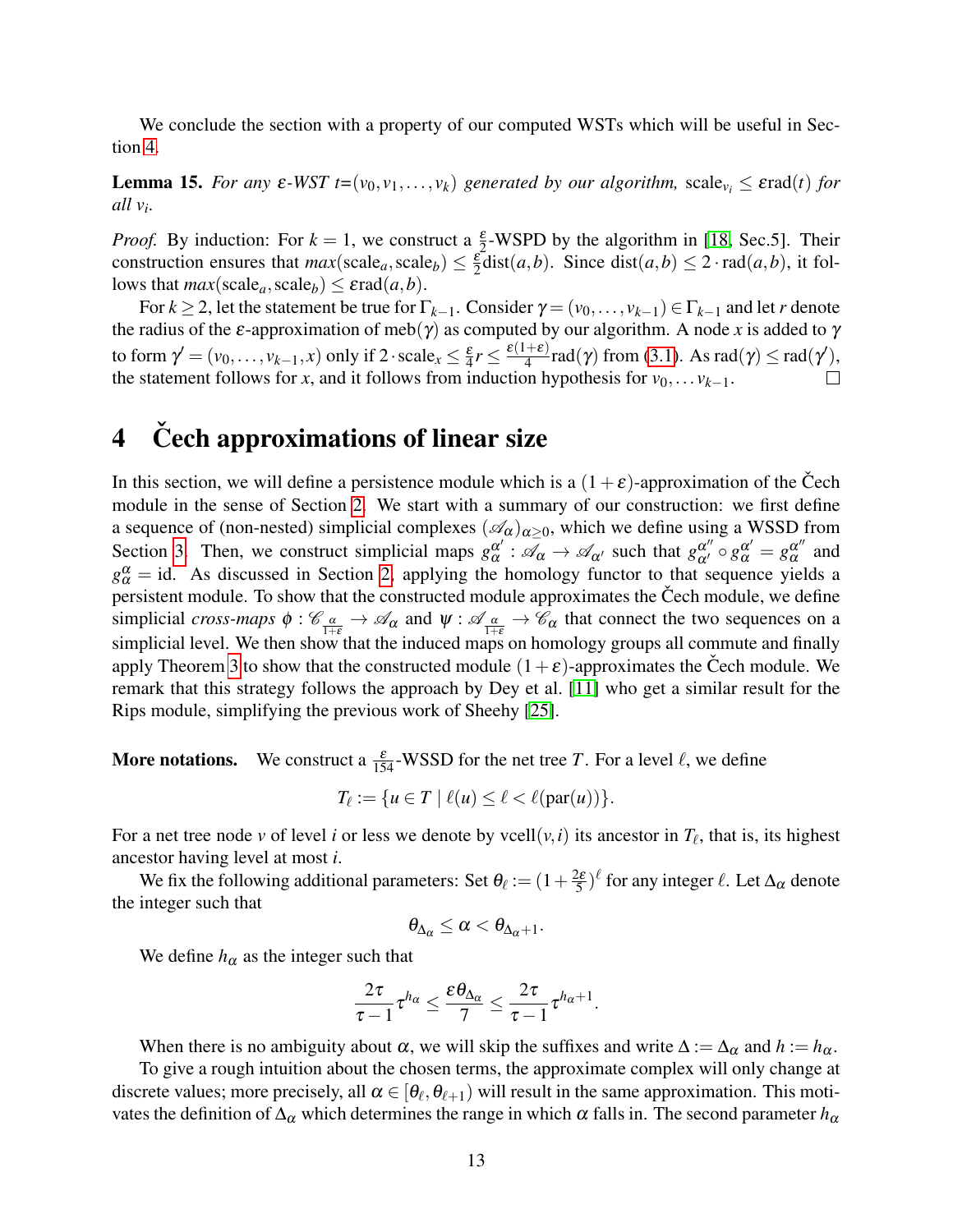We conclude the section with a property of our computed WSTs which will be useful in Section 4.

**Lemma 15.** *For any $\varepsilon$-WST $t$=$(v_0, v_1, \ldots, v_k)$ generated by our algorithm,* $\text{scale}_{v_i} \leq \varepsilon \text{rad}(t)$ *for all $v_i$.*

*Proof.* By induction: For $k = 1$, we construct a $\frac{\varepsilon}{2}$-WSPD by the algorithm in [18, Sec.5]. Their construction ensures that $max(\text{scale}_a, \text{scale}_b) \leq \frac{\varepsilon}{2}\text{dist}(a,b)$. Since $\text{dist}(a,b) \leq 2 \cdot \text{rad}(a,b)$, it follows that $max(\text{scale}_a, \text{scale}_b) \leq \varepsilon \text{rad}(a,b)$.

For $k \geq 2$, let the statement be true for $\Gamma_{k-1}$. Consider $\gamma = (v_0, \ldots, v_{k-1}) \in \Gamma_{k-1}$ and let $r$ denote the radius of the $\varepsilon$-approximation of $\text{meb}(\gamma)$ as computed by our algorithm. A node $x$ is added to $\gamma$ to form $\gamma' = (v_0, \ldots, v_{k-1}, x)$ only if $2 \cdot \text{scale}_x \leq \frac{\varepsilon}{4} r \leq \frac{\varepsilon(1+\varepsilon)}{4} \text{rad}(\gamma)$ from (3.1). As $\text{rad}(\gamma) \leq \text{rad}(\gamma')$, the statement follows for $x$, and it follows from induction hypothesis for $v_0, \ldots v_{k-1}$. □

# 4 Čech approximations of linear size

In this section, we will define a persistence module which is a $(1+\varepsilon)$-approximation of the Čech module in the sense of Section 2. We start with a summary of our construction: we first define a sequence of (non-nested) simplicial complexes $(\mathscr{A}_\alpha)_{\alpha \geq 0}$, which we define using a WSSD from Section 3. Then, we construct simplicial maps $g_\alpha^{\alpha'} : \mathscr{A}_\alpha \to \mathscr{A}_{\alpha'}$ such that $g_{\alpha'}^{\alpha''} \circ g_\alpha^{\alpha'} = g_\alpha^{\alpha''}$ and $g_\alpha^\alpha = \text{id}$. As discussed in Section 2, applying the homology functor to that sequence yields a persistent module. To show that the constructed module approximates the Čech module, we define simplicial *cross-maps* $\phi : \mathscr{C}_{\frac{\alpha}{1+\varepsilon}} \to \mathscr{A}_\alpha$ and $\psi : \mathscr{A}_{\frac{\alpha}{1+\varepsilon}} \to \mathscr{C}_\alpha$ that connect the two sequences on a simplicial level. We then show that the induced maps on homology groups all commute and finally apply Theorem 3 to show that the constructed module $(1+\varepsilon)$-approximates the Čech module. We remark that this strategy follows the approach by Dey et al. [11] who get a similar result for the Rips module, simplifying the previous work of Sheehy [25].

**More notations.** We construct a $\frac{\varepsilon}{154}$-WSSD for the net tree $T$. For a level $\ell$, we define

$$T_\ell := \{u \in T \mid \ell(u) \leq \ell < \ell(\text{par}(u))\}.$$

For a net tree node $v$ of level $i$ or less we denote by $\text{vcell}(v,i)$ its ancestor in $T_\ell$, that is, its highest ancestor having level at most $i$.

We fix the following additional parameters: Set $\theta_\ell := (1 + \frac{2\varepsilon}{5})^\ell$ for any integer $\ell$. Let $\Delta_\alpha$ denote the integer such that

$$\theta_{\Delta_\alpha} \leq \alpha < \theta_{\Delta_\alpha + 1}.$$

We define $h_\alpha$ as the integer such that

$$\frac{2\tau}{\tau - 1}\tau^{h_\alpha} \leq \frac{\varepsilon \theta_{\Delta_\alpha}}{7} \leq \frac{2\tau}{\tau - 1}\tau^{h_\alpha + 1}.$$

When there is no ambiguity about $\alpha$, we will skip the suffixes and write $\Delta := \Delta_\alpha$ and $h := h_\alpha$.

To give a rough intuition about the chosen terms, the approximate complex will only change at discrete values; more precisely, all $\alpha \in [\theta_\ell, \theta_{\ell+1})$ will result in the same approximation. This motivates the definition of $\Delta_\alpha$ which determines the range in which $\alpha$ falls in. The second parameter $h_\alpha$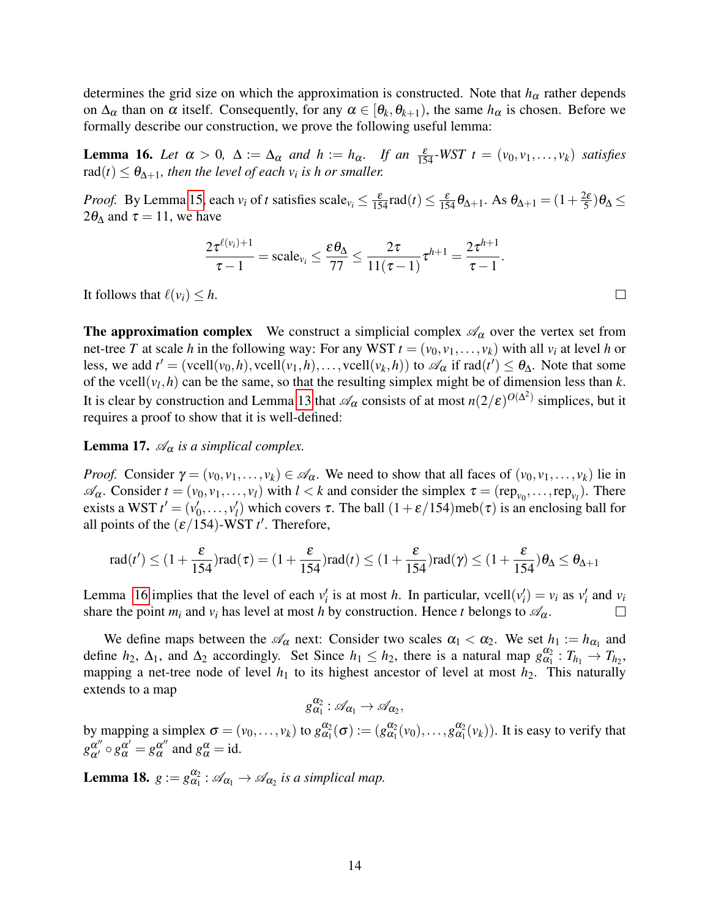determines the grid size on which the approximation is constructed. Note that $h_\alpha$ rather depends on $\Delta_\alpha$ than on $\alpha$ itself. Consequently, for any $\alpha \in [\theta_k, \theta_{k+1})$, the same $h_\alpha$ is chosen. Before we formally describe our construction, we prove the following useful lemma:

**Lemma 16.** *Let $\alpha > 0$, $\Delta := \Delta_\alpha$ and $h := h_\alpha$. If an $\frac{\varepsilon}{154}$-WST $t = (v_0, v_1, \ldots, v_k)$ satisfies $\text{rad}(t) \leq \theta_{\Delta+1}$, then the level of each $v_i$ is $h$ or smaller.*

*Proof.* By Lemma 15, each $v_i$ of $t$ satisfies $\text{scale}_{v_i} \leq \frac{\varepsilon}{154}\text{rad}(t) \leq \frac{\varepsilon}{154}\theta_{\Delta+1}$. As $\theta_{\Delta+1} = (1+\frac{2\varepsilon}{5})\theta_\Delta \leq 2\theta_\Delta$ and $\tau = 11$, we have

$$\frac{2\tau^{\ell(v_i)+1}}{\tau - 1} = \text{scale}_{v_i} \leq \frac{\varepsilon\theta_\Delta}{77} \leq \frac{2\tau}{11(\tau-1)}\tau^{h+1} = \frac{2\tau^{h+1}}{\tau-1}.$$

It follows that $\ell(v_i) \leq h$. $\square$

**The approximation complex** We construct a simplicial complex $\mathscr{A}_\alpha$ over the vertex set from net-tree $T$ at scale $h$ in the following way: For any WST $t = (v_0, v_1, \ldots, v_k)$ with all $v_i$ at level $h$ or less, we add $t' = (\text{vcell}(v_0, h), \text{vcell}(v_1, h), \ldots, \text{vcell}(v_k, h))$ to $\mathscr{A}_\alpha$ if $\text{rad}(t') \leq \theta_\Delta$. Note that some of the $\text{vcell}(v_l, h)$ can be the same, so that the resulting simplex might be of dimension less than $k$. It is clear by construction and Lemma 13 that $\mathscr{A}_\alpha$ consists of at most $n(2/\varepsilon)^{O(\Delta^2)}$ simplices, but it requires a proof to show that it is well-defined:

**Lemma 17.** *$\mathscr{A}_\alpha$ is a simplicial complex.*

*Proof.* Consider $\gamma = (v_0, v_1, \ldots, v_k) \in \mathscr{A}_\alpha$. We need to show that all faces of $(v_0, v_1, \ldots, v_k)$ lie in $\mathscr{A}_\alpha$. Consider $t = (v_0, v_1, \ldots, v_l)$ with $l < k$ and consider the simplex $\tau = (\text{rep}_{v_0}, \ldots, \text{rep}_{v_l})$. There exists a WST $t' = (v'_0, \ldots, v'_l)$ which covers $\tau$. The ball $(1+\varepsilon/154)\text{meb}(\tau)$ is an enclosing ball for all points of the $(\varepsilon/154)$-WST $t'$. Therefore,

$$\text{rad}(t') \leq (1+\frac{\varepsilon}{154})\text{rad}(\tau) = (1+\frac{\varepsilon}{154})\text{rad}(t) \leq (1+\frac{\varepsilon}{154})\text{rad}(\gamma) \leq (1+\frac{\varepsilon}{154})\theta_\Delta \leq \theta_{\Delta+1}$$

Lemma 16 implies that the level of each $v'_i$ is at most $h$. In particular, $\text{vcell}(v'_i) = v_i$ as $v'_i$ and $v_i$ share the point $m_i$ and $v_i$ has level at most $h$ by construction. Hence $t$ belongs to $\mathscr{A}_\alpha$. $\square$

We define maps between the $\mathscr{A}_\alpha$ next: Consider two scales $\alpha_1 < \alpha_2$. We set $h_1 := h_{\alpha_1}$ and define $h_2$, $\Delta_1$, and $\Delta_2$ accordingly. Set Since $h_1 \leq h_2$, there is a natural map $g_{\alpha_1}^{\alpha_2} : T_{h_1} \to T_{h_2}$, mapping a net-tree node of level $h_1$ to its highest ancestor of level at most $h_2$. This naturally extends to a map

$$g_{\alpha_1}^{\alpha_2} : \mathscr{A}_{\alpha_1} \to \mathscr{A}_{\alpha_2},$$

by mapping a simplex $\sigma = (v_0, \ldots, v_k)$ to $g_{\alpha_1}^{\alpha_2}(\sigma) := (g_{\alpha_1}^{\alpha_2}(v_0), \ldots, g_{\alpha_1}^{\alpha_2}(v_k))$. It is easy to verify that $g_{\alpha'}^{\alpha''} \circ g_{\alpha}^{\alpha'} = g_{\alpha}^{\alpha''}$ and $g_{\alpha}^{\alpha} = \text{id}$.

**Lemma 18.** *$g := g_{\alpha_1}^{\alpha_2} : \mathscr{A}_{\alpha_1} \to \mathscr{A}_{\alpha_2}$ is a simplicial map.*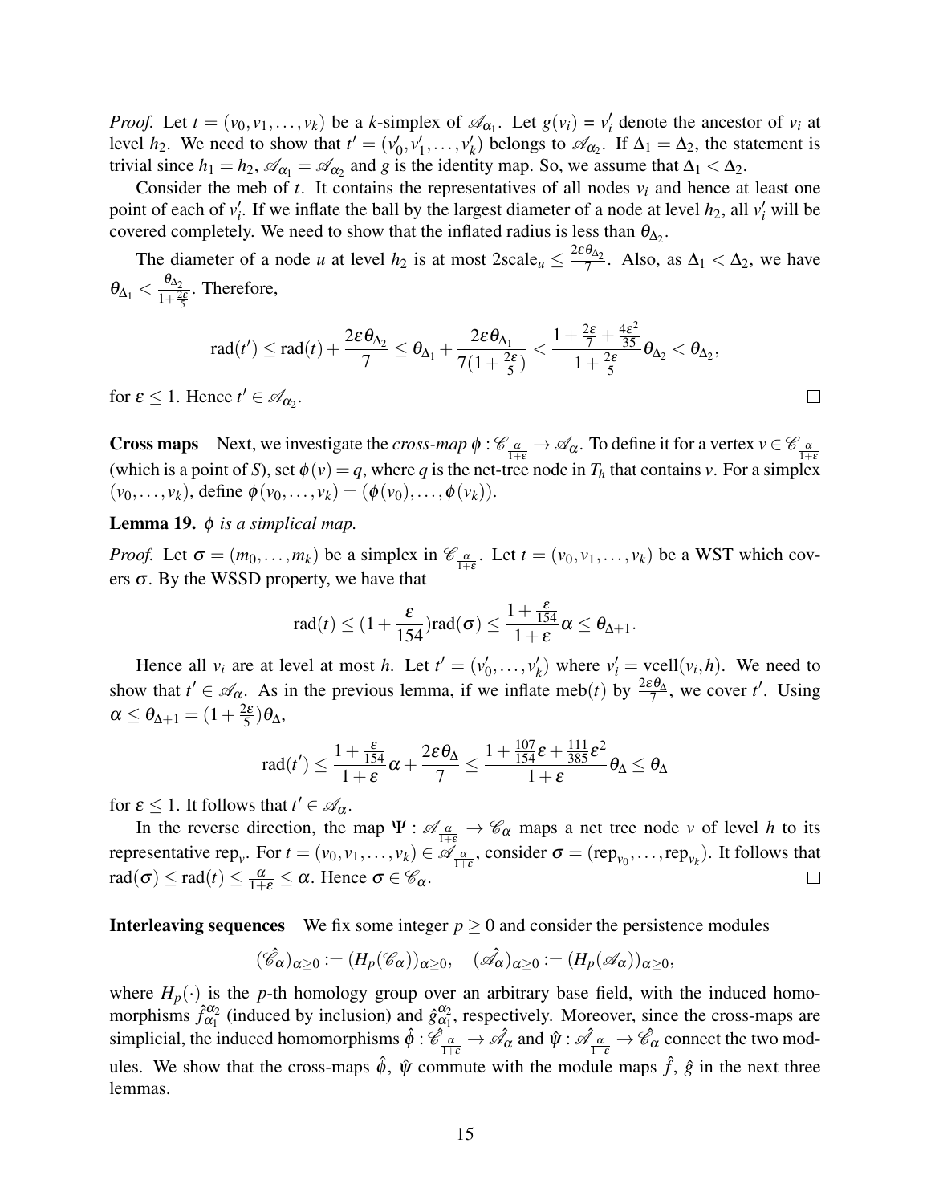*Proof.* Let $t = (v_0, v_1, \ldots, v_k)$ be a $k$-simplex of $\mathscr{A}_{\alpha_1}$. Let $g(v_i) = v_i'$ denote the ancestor of $v_i$ at level $h_2$. We need to show that $t' = (v_0', v_1', \ldots, v_k')$ belongs to $\mathscr{A}_{\alpha_2}$. If $\Delta_1 = \Delta_2$, the statement is trivial since $h_1 = h_2$, $\mathscr{A}_{\alpha_1} = \mathscr{A}_{\alpha_2}$ and $g$ is the identity map. So, we assume that $\Delta_1 < \Delta_2$.

Consider the meb of $t$. It contains the representatives of all nodes $v_i$ and hence at least one point of each of $v_i'$. If we inflate the ball by the largest diameter of a node at level $h_2$, all $v_i'$ will be covered completely. We need to show that the inflated radius is less than $\theta_{\Delta_2}$.

The diameter of a node $u$ at level $h_2$ is at most $2\text{scale}_u \leq \frac{2\varepsilon\theta_{\Delta_2}}{7}$. Also, as $\Delta_1 < \Delta_2$, we have $\theta_{\Delta_1} < \frac{\theta_{\Delta_2}}{1+\frac{2\varepsilon}{5}}$. Therefore,

$$\text{rad}(t') \leq \text{rad}(t) + \frac{2\varepsilon\theta_{\Delta_2}}{7} \leq \theta_{\Delta_1} + \frac{2\varepsilon\theta_{\Delta_1}}{7(1+\frac{2\varepsilon}{5})} < \frac{1+\frac{2\varepsilon}{7}+\frac{4\varepsilon^2}{35}}{1+\frac{2\varepsilon}{5}}\theta_{\Delta_2} < \theta_{\Delta_2},$$

for $\varepsilon \leq 1$. Hence $t' \in \mathscr{A}_{\alpha_2}$. □

**Cross maps** Next, we investigate the *cross-map* $\phi : \mathscr{C}_{\frac{\alpha}{1+\varepsilon}} \to \mathscr{A}_\alpha$. To define it for a vertex $v \in \mathscr{C}_{\frac{\alpha}{1+\varepsilon}}$ (which is a point of $S$), set $\phi(v) = q$, where $q$ is the net-tree node in $T_h$ that contains $v$. For a simplex $(v_0, \ldots, v_k)$, define $\phi(v_0, \ldots, v_k) = (\phi(v_0), \ldots, \phi(v_k))$.

**Lemma 19.** *$\phi$ is a simplical map.*

*Proof.* Let $\sigma = (m_0, \ldots, m_k)$ be a simplex in $\mathscr{C}_{\frac{\alpha}{1+\varepsilon}}$. Let $t = (v_0, v_1, \ldots, v_k)$ be a WST which covers $\sigma$. By the WSSD property, we have that

$$\text{rad}(t) \leq (1 + \frac{\varepsilon}{154})\text{rad}(\sigma) \leq \frac{1+\frac{\varepsilon}{154}}{1+\varepsilon}\alpha \leq \theta_{\Delta+1}.$$

Hence all $v_i$ are at level at most $h$. Let $t' = (v_0', \ldots, v_k')$ where $v_i' = \text{vcell}(v_i, h)$. We need to show that $t' \in \mathscr{A}_\alpha$. As in the previous lemma, if we inflate $\text{meb}(t)$ by $\frac{2\varepsilon\theta_\Delta}{7}$, we cover $t'$. Using $\alpha \leq \theta_{\Delta+1} = (1 + \frac{2\varepsilon}{5})\theta_\Delta$,

$$\text{rad}(t') \leq \frac{1+\frac{\varepsilon}{154}}{1+\varepsilon}\alpha + \frac{2\varepsilon\theta_\Delta}{7} \leq \frac{1+\frac{107}{154}\varepsilon+\frac{111}{385}\varepsilon^2}{1+\varepsilon}\theta_\Delta \leq \theta_\Delta$$

for $\varepsilon \leq 1$. It follows that $t' \in \mathscr{A}_\alpha$.

In the reverse direction, the map $\Psi : \mathscr{A}_{\frac{\alpha}{1+\varepsilon}} \to \mathscr{C}_\alpha$ maps a net tree node $v$ of level $h$ to its representative $\text{rep}_v$. For $t = (v_0, v_1, \ldots, v_k) \in \mathscr{A}_{\frac{\alpha}{1+\varepsilon}}$, consider $\sigma = (\text{rep}_{v_0}, \ldots, \text{rep}_{v_k})$. It follows that $\text{rad}(\sigma) \leq \text{rad}(t) \leq \frac{\alpha}{1+\varepsilon} \leq \alpha$. Hence $\sigma \in \mathscr{C}_\alpha$. □

**Interleaving sequences** We fix some integer $p \geq 0$ and consider the persistence modules

$$(\hat{\mathscr{C}_\alpha})_{\alpha\geq 0} := (H_p(\mathscr{C}_\alpha))_{\alpha\geq 0}, \quad (\hat{\mathscr{A}_\alpha})_{\alpha\geq 0} := (H_p(\mathscr{A}_\alpha))_{\alpha\geq 0},$$

where $H_p(\cdot)$ is the $p$-th homology group over an arbitrary base field, with the induced homomorphisms $\hat{f}_{\alpha_1}^{\alpha_2}$ (induced by inclusion) and $\hat{g}_{\alpha_1}^{\alpha_2}$, respectively. Moreover, since the cross-maps are simplicial, the induced homomorphisms $\hat{\phi} : \hat{\mathscr{C}}_{\frac{\alpha}{1+\varepsilon}} \to \hat{\mathscr{A}_\alpha}$ and $\hat{\psi} : \hat{\mathscr{A}}_{\frac{\alpha}{1+\varepsilon}} \to \hat{\mathscr{C}_\alpha}$ connect the two modules. We show that the cross-maps $\hat{\phi}$, $\hat{\psi}$ commute with the module maps $\hat{f}$, $\hat{g}$ in the next three lemmas.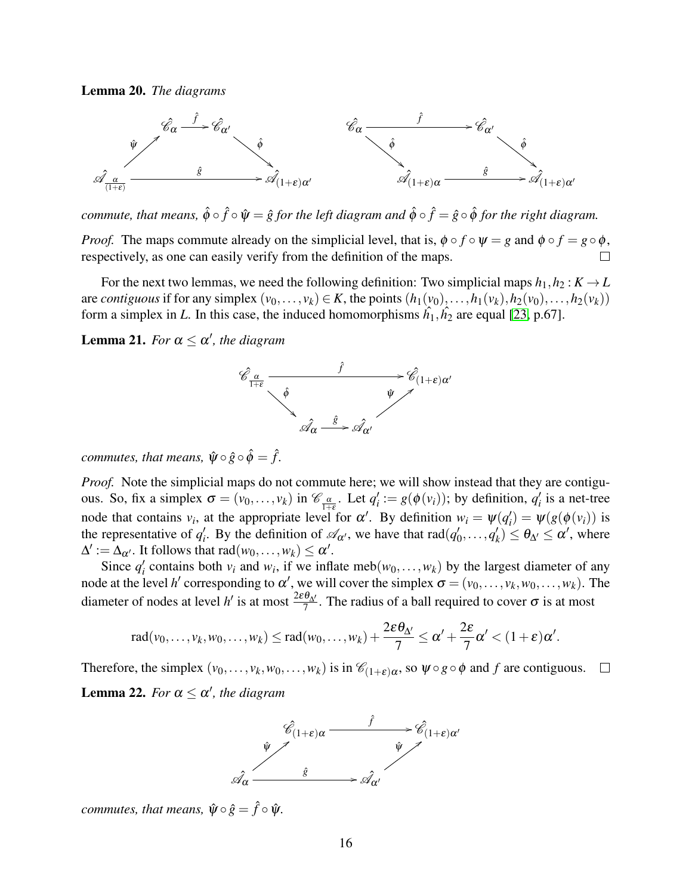**Lemma 20.** *The diagrams*

$$
\begin{array}{ccccc}
 & \hat{\mathscr{C}}_{\alpha} & \xrightarrow{\hat{f}} & \hat{\mathscr{C}}_{\alpha'} & \\
\hat{\psi} \nearrow & & & & \searrow \hat{\phi} \\
\hat{\mathscr{A}}_{\frac{\alpha}{(1+\varepsilon)}} & & \xrightarrow{\hat{g}} & & \hat{\mathscr{A}}_{(1+\varepsilon)\alpha'}
\end{array}
\qquad
\begin{array}{ccccc}
\hat{\mathscr{C}}_{\alpha} & & \xrightarrow{\hat{f}} & & \hat{\mathscr{C}}_{\alpha'} \\
 & \searrow \hat{\phi} & & & \searrow \hat{\phi} \\
 & \hat{\mathscr{A}}_{(1+\varepsilon)\alpha} & \xrightarrow{\hat{g}} & \hat{\mathscr{A}}_{(1+\varepsilon)\alpha'} &
\end{array}
$$

*commute, that means, $\hat{\phi} \circ \hat{f} \circ \hat{\psi} = \hat{g}$ for the left diagram and $\hat{\phi} \circ \hat{f} = \hat{g} \circ \hat{\phi}$ for the right diagram.*

*Proof.* The maps commute already on the simplicial level, that is, $\phi \circ f \circ \psi = g$ and $\phi \circ f = g \circ \phi$, respectively, as one can easily verify from the definition of the maps. □

For the next two lemmas, we need the following definition: Two simplicial maps $h_1, h_2 : K \to L$ are *contiguous* if for any simplex $(v_0, \dots, v_k) \in K$, the points $(h_1(v_0), \dots, h_1(v_k), h_2(v_0), \dots, h_2(v_k))$ form a simplex in $L$. In this case, the induced homomorphisms $\hat{h}_1, \hat{h}_2$ are equal [23, p.67].

**Lemma 21.** *For $\alpha \leq \alpha'$, the diagram*

$$
\begin{array}{ccccc}
\hat{\mathscr{C}}_{\frac{\alpha}{1+\varepsilon}} & & \xrightarrow{\hat{f}} & & \hat{\mathscr{C}}_{(1+\varepsilon)\alpha'} \\
 & \searrow \hat{\phi} & & \hat{\psi} \nearrow & \\
 & \hat{\mathscr{A}}_{\alpha} & \xrightarrow{\hat{g}} & \hat{\mathscr{A}}_{\alpha'} &
\end{array}
$$

*commutes, that means, $\hat{\psi} \circ \hat{g} \circ \hat{\phi} = \hat{f}$.*

*Proof.* Note the simplicial maps do not commute here; we will show instead that they are contiguous. So, fix a simplex $\sigma = (v_0, \dots, v_k)$ in $\mathscr{C}_{\frac{\alpha}{1+\varepsilon}}$. Let $q_i' := g(\phi(v_i))$; by definition, $q_i'$ is a net-tree node that contains $v_i$, at the appropriate level for $\alpha'$. By definition $w_i = \psi(q_i') = \psi(g(\phi(v_i)))$ is the representative of $q_i'$. By the definition of $\mathscr{A}_{\alpha'}$, we have that $\mathrm{rad}(q_0', \dots, q_k') \leq \theta_{\Delta'} \leq \alpha'$, where $\Delta' := \Delta_{\alpha'}$. It follows that $\mathrm{rad}(w_0, \dots, w_k) \leq \alpha'$.

Since $q_i'$ contains both $v_i$ and $w_i$, if we inflate $\mathrm{meb}(w_0, \dots, w_k)$ by the largest diameter of any node at the level $h'$ corresponding to $\alpha'$, we will cover the simplex $\sigma = (v_0, \dots, v_k, w_0, \dots, w_k)$. The diameter of nodes at level $h'$ is at most $\frac{2\varepsilon\theta_{\Delta'}}{7}$. The radius of a ball required to cover $\sigma$ is at most

$$\mathrm{rad}(v_0, \dots, v_k, w_0, \dots, w_k) \leq \mathrm{rad}(w_0, \dots, w_k) + \frac{2\varepsilon\theta_{\Delta'}}{7} \leq \alpha' + \frac{2\varepsilon}{7}\alpha' < (1+\varepsilon)\alpha'.$$

Therefore, the simplex $(v_0, \dots, v_k, w_0, \dots, w_k)$ is in $\mathscr{C}_{(1+\varepsilon)\alpha}$, so $\psi \circ g \circ \phi$ and $f$ are contiguous. □

**Lemma 22.** *For $\alpha \leq \alpha'$, the diagram*

$$
\begin{array}{ccccc}
 & \hat{\mathscr{C}}_{(1+\varepsilon)\alpha} & \xrightarrow{\hat{f}} & \hat{\mathscr{C}}_{(1+\varepsilon)\alpha'} & \\
\hat{\psi} \nearrow & & & \hat{\psi} \nearrow & \\
\hat{\mathscr{A}}_{\alpha} & \xrightarrow{\hat{g}} & \hat{\mathscr{A}}_{\alpha'} & &
\end{array}
$$

*commutes, that means, $\hat{\psi} \circ \hat{g} = \hat{f} \circ \hat{\psi}$.*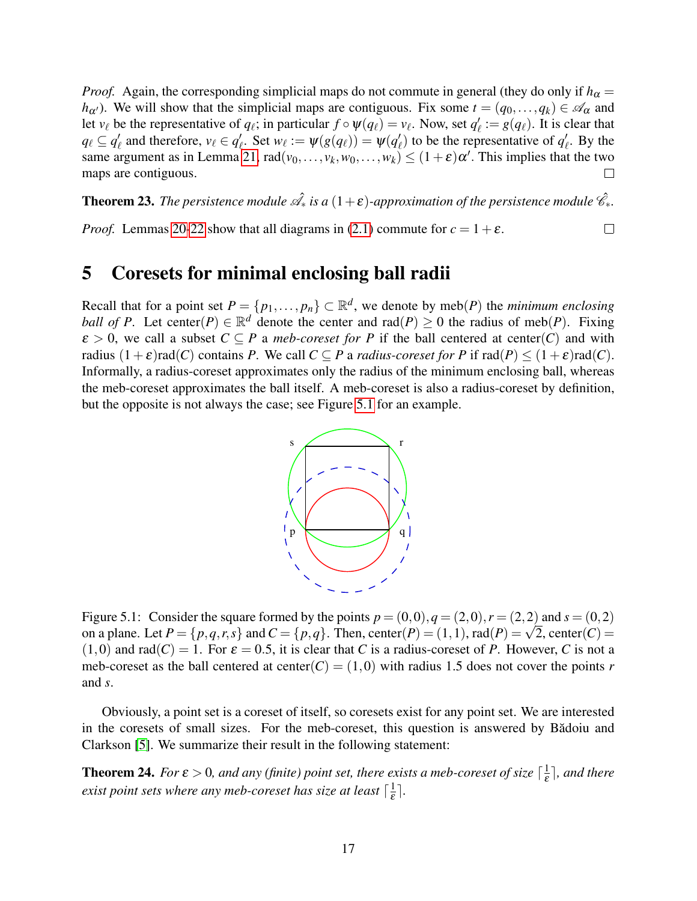*Proof.* Again, the corresponding simplicial maps do not commute in general (they do only if $h_\alpha = h_{\alpha'}$). We will show that the simplicial maps are contiguous. Fix some $t = (q_0, \ldots, q_k) \in \mathscr{A}_\alpha$ and let $v_\ell$ be the representative of $q_\ell$; in particular $f \circ \psi(q_\ell) = v_\ell$. Now, set $q'_\ell := g(q_\ell)$. It is clear that $q_\ell \subseteq q'_\ell$ and therefore, $v_\ell \in q'_\ell$. Set $w_\ell := \psi(g(q_\ell)) = \psi(q'_\ell)$ to be the representative of $q'_\ell$. By the same argument as in Lemma 21, $\mathrm{rad}(v_0, \ldots, v_k, w_0, \ldots, w_k) \leq (1+\varepsilon)\alpha'$. This implies that the two maps are contiguous. □

**Theorem 23.** *The persistence module $\hat{\mathscr{A}}_*$ is a $(1+\varepsilon)$-approximation of the persistence module $\hat{\mathscr{C}}_*$.*

*Proof.* Lemmas 20-22 show that all diagrams in (2.1) commute for $c = 1+\varepsilon$. □

# 5 Coresets for minimal enclosing ball radii

Recall that for a point set $P = \{p_1, \ldots, p_n\} \subset \mathbb{R}^d$, we denote by $\mathrm{meb}(P)$ the *minimum enclosing ball of $P$*. Let $\mathrm{center}(P) \in \mathbb{R}^d$ denote the center and $\mathrm{rad}(P) \geq 0$ the radius of $\mathrm{meb}(P)$. Fixing $\varepsilon > 0$, we call a subset $C \subseteq P$ a *meb-coreset for $P$* if the ball centered at $\mathrm{center}(C)$ and with radius $(1+\varepsilon)\mathrm{rad}(C)$ contains $P$. We call $C \subseteq P$ a *radius-coreset for $P$* if $\mathrm{rad}(P) \leq (1+\varepsilon)\mathrm{rad}(C)$. Informally, a radius-coreset approximates only the radius of the minimum enclosing ball, whereas the meb-coreset approximates the ball itself. A meb-coreset is also a radius-coreset by definition, but the opposite is not always the case; see Figure 5.1 for an example.

Figure 5.1: Consider the square formed by the points $p = (0,0), q = (2,0), r = (2,2)$ and $s = (0,2)$ on a plane. Let $P = \{p, q, r, s\}$ and $C = \{p, q\}$. Then, $\mathrm{center}(P) = (1,1)$, $\mathrm{rad}(P) = \sqrt{2}$, $\mathrm{center}(C) = (1,0)$ and $\mathrm{rad}(C) = 1$. For $\varepsilon = 0.5$, it is clear that $C$ is a radius-coreset of $P$. However, $C$ is not a meb-coreset as the ball centered at $\mathrm{center}(C) = (1,0)$ with radius 1.5 does not cover the points $r$ and $s$.

Obviously, a point set is a coreset of itself, so coresets exist for any point set. We are interested in the coresets of small sizes. For the meb-coreset, this question is answered by Bădoiu and Clarkson [5]. We summarize their result in the following statement:

**Theorem 24.** *For $\varepsilon > 0$, and any (finite) point set, there exists a meb-coreset of size $\lceil \frac{1}{\varepsilon} \rceil$, and there exist point sets where any meb-coreset has size at least $\lceil \frac{1}{\varepsilon} \rceil$.*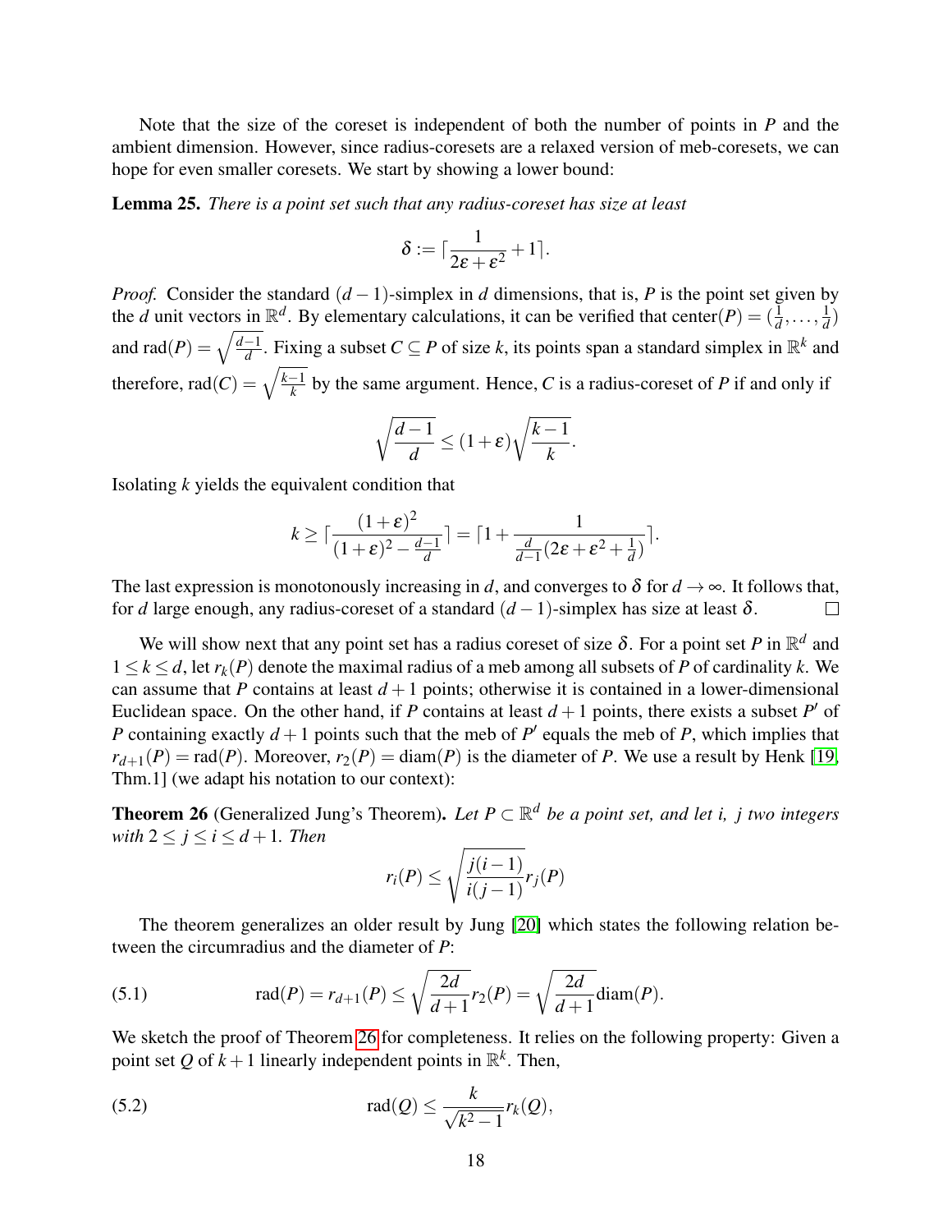Note that the size of the coreset is independent of both the number of points in $P$ and the ambient dimension. However, since radius-coresets are a relaxed version of meb-coresets, we can hope for even smaller coresets. We start by showing a lower bound:

**Lemma 25.** *There is a point set such that any radius-coreset has size at least*

$$\delta := \lceil \frac{1}{2\varepsilon + \varepsilon^2} + 1 \rceil.$$

*Proof.* Consider the standard $(d-1)$-simplex in $d$ dimensions, that is, $P$ is the point set given by the $d$ unit vectors in $\mathbb{R}^d$. By elementary calculations, it can be verified that center$(P) = (\frac{1}{d}, \ldots, \frac{1}{d})$ and $\text{rad}(P) = \sqrt{\frac{d-1}{d}}$. Fixing a subset $C \subseteq P$ of size $k$, its points span a standard simplex in $\mathbb{R}^k$ and therefore, $\text{rad}(C) = \sqrt{\frac{k-1}{k}}$ by the same argument. Hence, $C$ is a radius-coreset of $P$ if and only if

$$\sqrt{\frac{d-1}{d}} \leq (1+\varepsilon)\sqrt{\frac{k-1}{k}}.$$

Isolating $k$ yields the equivalent condition that

$$k \geq \lceil \frac{(1+\varepsilon)^2}{(1+\varepsilon)^2 - \frac{d-1}{d}} \rceil = \lceil 1 + \frac{1}{\frac{d}{d-1}(2\varepsilon + \varepsilon^2 + \frac{1}{d})} \rceil.$$

The last expression is monotonously increasing in $d$, and converges to $\delta$ for $d \to \infty$. It follows that, for $d$ large enough, any radius-coreset of a standard $(d-1)$-simplex has size at least $\delta$. $\square$

We will show next that any point set has a radius coreset of size $\delta$. For a point set $P$ in $\mathbb{R}^d$ and $1 \leq k \leq d$, let $r_k(P)$ denote the maximal radius of a meb among all subsets of $P$ of cardinality $k$. We can assume that $P$ contains at least $d+1$ points; otherwise it is contained in a lower-dimensional Euclidean space. On the other hand, if $P$ contains at least $d+1$ points, there exists a subset $P'$ of $P$ containing exactly $d+1$ points such that the meb of $P'$ equals the meb of $P$, which implies that $r_{d+1}(P) = \text{rad}(P)$. Moreover, $r_2(P) = \text{diam}(P)$ is the diameter of $P$. We use a result by Henk [19, Thm.1] (we adapt his notation to our context):

**Theorem 26** (Generalized Jung's Theorem)**.** *Let $P \subset \mathbb{R}^d$ be a point set, and let $i$, $j$ two integers with $2 \leq j \leq i \leq d+1$. Then*

$$r_i(P) \leq \sqrt{\frac{j(i-1)}{i(j-1)}} r_j(P)$$

The theorem generalizes an older result by Jung [20] which states the following relation between the circumradius and the diameter of $P$:

$$\text{rad}(P) = r_{d+1}(P) \leq \sqrt{\frac{2d}{d+1}} r_2(P) = \sqrt{\frac{2d}{d+1}} \text{diam}(P). \tag{5.1}$$

We sketch the proof of Theorem 26 for completeness. It relies on the following property: Given a point set $Q$ of $k+1$ linearly independent points in $\mathbb{R}^k$. Then,

$$\text{rad}(Q) \leq \frac{k}{\sqrt{k^2-1}} r_k(Q), \tag{5.2}$$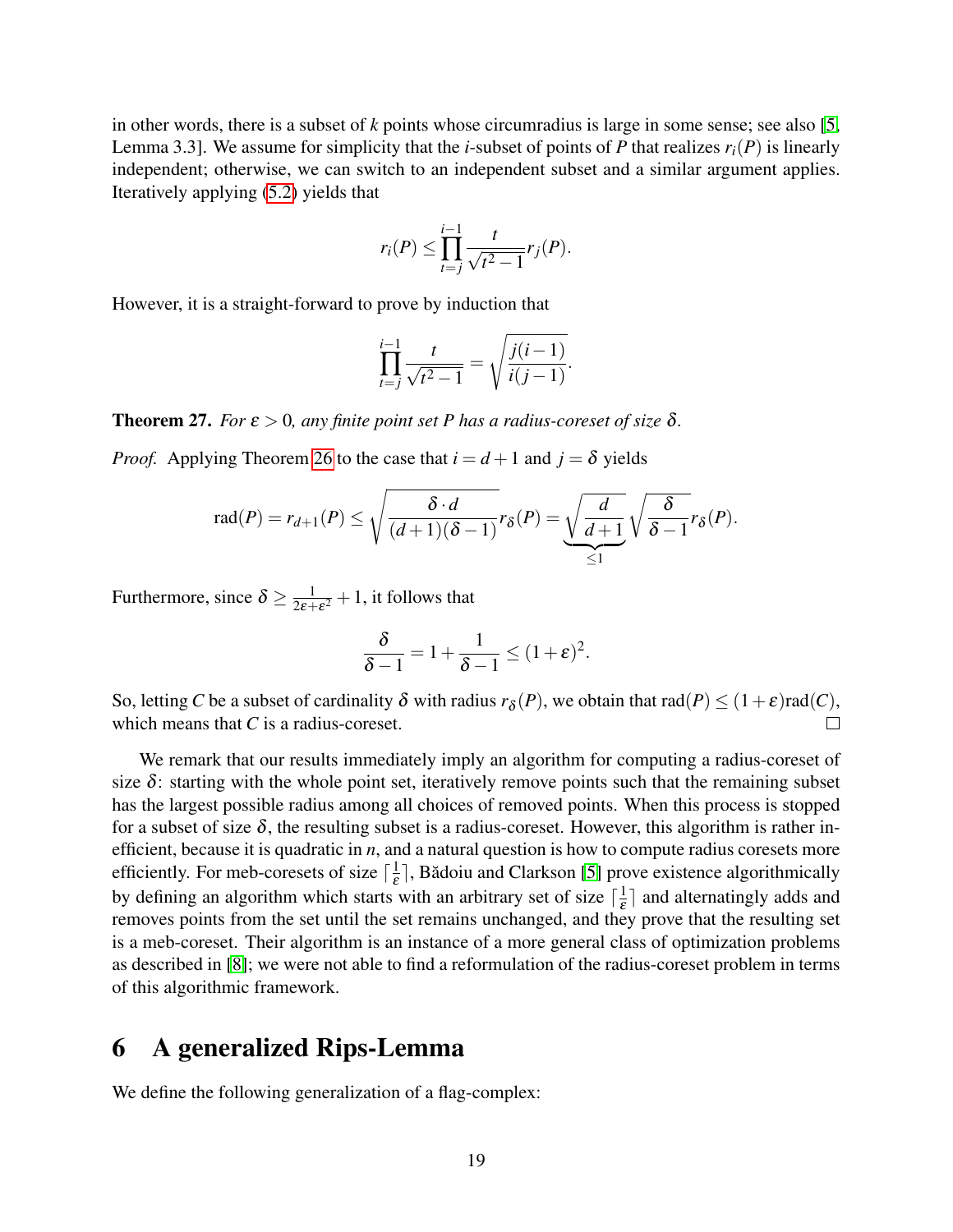in other words, there is a subset of $k$ points whose circumradius is large in some sense; see also [5, Lemma 3.3]. We assume for simplicity that the $i$-subset of points of $P$ that realizes $r_i(P)$ is linearly independent; otherwise, we can switch to an independent subset and a similar argument applies. Iteratively applying (5.2) yields that

$$r_i(P) \leq \prod_{t=j}^{i-1} \frac{t}{\sqrt{t^2-1}} r_j(P).$$

However, it is a straight-forward to prove by induction that

$$\prod_{t=j}^{i-1} \frac{t}{\sqrt{t^2-1}} = \sqrt{\frac{j(i-1)}{i(j-1)}}.$$

**Theorem 27.** *For $\varepsilon > 0$, any finite point set $P$ has a radius-coreset of size $\delta$.*

*Proof.* Applying Theorem 26 to the case that $i = d+1$ and $j = \delta$ yields

$$\mathrm{rad}(P) = r_{d+1}(P) \leq \sqrt{\frac{\delta \cdot d}{(d+1)(\delta-1)}} r_\delta(P) = \underbrace{\sqrt{\frac{d}{d+1}}}_{\leq 1} \sqrt{\frac{\delta}{\delta-1}} r_\delta(P).$$

Furthermore, since $\delta \geq \frac{1}{2\varepsilon+\varepsilon^2} + 1$, it follows that

$$\frac{\delta}{\delta-1} = 1 + \frac{1}{\delta-1} \leq (1+\varepsilon)^2.$$

So, letting $C$ be a subset of cardinality $\delta$ with radius $r_\delta(P)$, we obtain that $\mathrm{rad}(P) \leq (1+\varepsilon)\mathrm{rad}(C)$, which means that $C$ is a radius-coreset. □

We remark that our results immediately imply an algorithm for computing a radius-coreset of size $\delta$: starting with the whole point set, iteratively remove points such that the remaining subset has the largest possible radius among all choices of removed points. When this process is stopped for a subset of size $\delta$, the resulting subset is a radius-coreset. However, this algorithm is rather inefficient, because it is quadratic in $n$, and a natural question is how to compute radius coresets more efficiently. For meb-coresets of size $\lceil \frac{1}{\varepsilon} \rceil$, Bădoiu and Clarkson [5] prove existence algorithmically by defining an algorithm which starts with an arbitrary set of size $\lceil \frac{1}{\varepsilon} \rceil$ and alternatingly adds and removes points from the set until the set remains unchanged, and they prove that the resulting set is a meb-coreset. Their algorithm is an instance of a more general class of optimization problems as described in [8]; we were not able to find a reformulation of the radius-coreset problem in terms of this algorithmic framework.

# 6 A generalized Rips-Lemma

We define the following generalization of a flag-complex: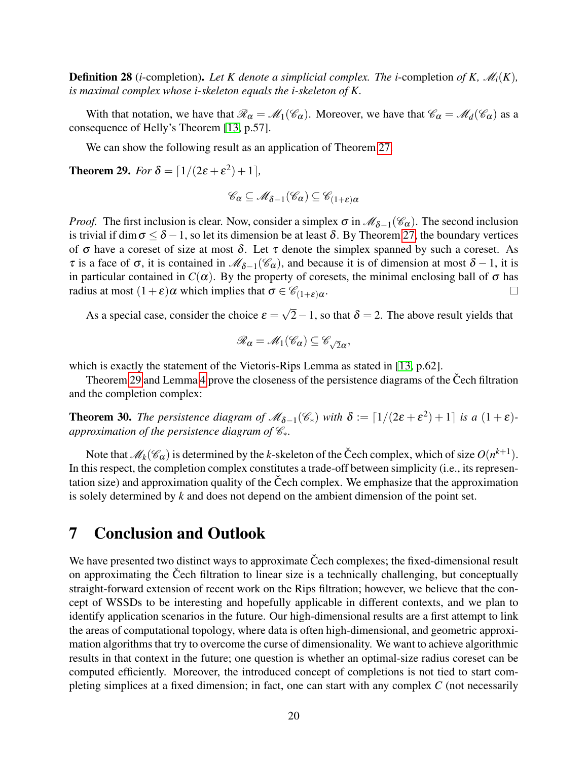**Definition 28** ($i$-completion)**.** *Let $K$ denote a simplicial complex. The $i$-completion of $K$, $\mathscr{M}_i(K)$, is maximal complex whose $i$-skeleton equals the $i$-skeleton of $K$.*

With that notation, we have that $\mathscr{R}_\alpha = \mathscr{M}_1(\mathscr{C}_\alpha)$. Moreover, we have that $\mathscr{C}_\alpha = \mathscr{M}_d(\mathscr{C}_\alpha)$ as a consequence of Helly's Theorem [13, p.57].

We can show the following result as an application of Theorem 27.

**Theorem 29.** *For $\delta = \lceil 1/(2\varepsilon + \varepsilon^2) + 1 \rceil$,*

$$\mathscr{C}_\alpha \subseteq \mathscr{M}_{\delta-1}(\mathscr{C}_\alpha) \subseteq \mathscr{C}_{(1+\varepsilon)\alpha}$$

*Proof.* The first inclusion is clear. Now, consider a simplex $\sigma$ in $\mathscr{M}_{\delta-1}(\mathscr{C}_\alpha)$. The second inclusion is trivial if $\dim \sigma \leq \delta - 1$, so let its dimension be at least $\delta$. By Theorem 27, the boundary vertices of $\sigma$ have a coreset of size at most $\delta$. Let $\tau$ denote the simplex spanned by such a coreset. As $\tau$ is a face of $\sigma$, it is contained in $\mathscr{M}_{\delta-1}(\mathscr{C}_\alpha)$, and because it is of dimension at most $\delta - 1$, it is in particular contained in $C(\alpha)$. By the property of coresets, the minimal enclosing ball of $\sigma$ has radius at most $(1+\varepsilon)\alpha$ which implies that $\sigma \in \mathscr{C}_{(1+\varepsilon)\alpha}$. □

As a special case, consider the choice $\varepsilon = \sqrt{2} - 1$, so that $\delta = 2$. The above result yields that

$$\mathscr{R}_\alpha = \mathscr{M}_1(\mathscr{C}_\alpha) \subseteq \mathscr{C}_{\sqrt{2}\alpha},$$

which is exactly the statement of the Vietoris-Rips Lemma as stated in [13, p.62].

Theorem 29 and Lemma 4 prove the closeness of the persistence diagrams of the Čech filtration and the completion complex:

**Theorem 30.** *The persistence diagram of $\mathscr{M}_{\delta-1}(\mathscr{C}_*)$ with $\delta := \lceil 1/(2\varepsilon + \varepsilon^2) + 1 \rceil$ is a $(1+\varepsilon)$-approximation of the persistence diagram of $\mathscr{C}_*$.*

Note that $\mathscr{M}_k(\mathscr{C}_\alpha)$ is determined by the $k$-skeleton of the Čech complex, which of size $O(n^{k+1})$. In this respect, the completion complex constitutes a trade-off between simplicity (i.e., its representation size) and approximation quality of the Čech complex. We emphasize that the approximation is solely determined by $k$ and does not depend on the ambient dimension of the point set.

# 7 Conclusion and Outlook

We have presented two distinct ways to approximate Čech complexes; the fixed-dimensional result on approximating the Čech filtration to linear size is a technically challenging, but conceptually straight-forward extension of recent work on the Rips filtration; however, we believe that the concept of WSSDs to be interesting and hopefully applicable in different contexts, and we plan to identify application scenarios in the future. Our high-dimensional results are a first attempt to link the areas of computational topology, where data is often high-dimensional, and geometric approximation algorithms that try to overcome the curse of dimensionality. We want to achieve algorithmic results in that context in the future; one question is whether an optimal-size radius coreset can be computed efficiently. Moreover, the introduced concept of completions is not tied to start completing simplices at a fixed dimension; in fact, one can start with any complex $C$ (not necessarily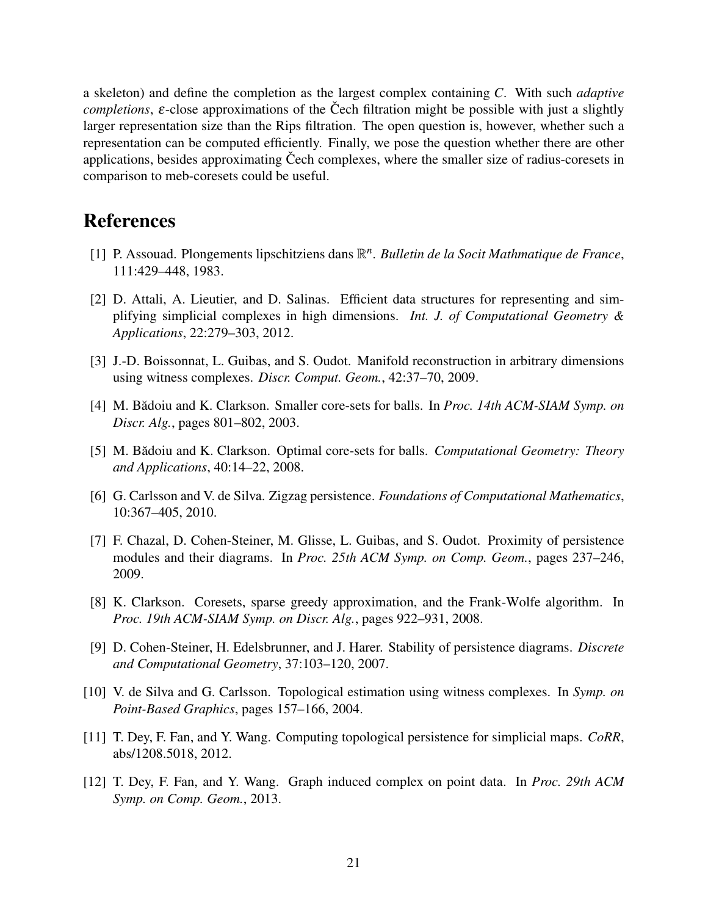a skeleton) and define the completion as the largest complex containing $C$. With such *adaptive completions*, $\varepsilon$-close approximations of the Čech filtration might be possible with just a slightly larger representation size than the Rips filtration. The open question is, however, whether such a representation can be computed efficiently. Finally, we pose the question whether there are other applications, besides approximating Čech complexes, where the smaller size of radius-coresets in comparison to meb-coresets could be useful.

# References

[1] P. Assouad. Plongements lipschitziens dans $\mathbb{R}^n$. *Bulletin de la Socit Mathmatique de France*, 111:429–448, 1983.

[2] D. Attali, A. Lieutier, and D. Salinas. Efficient data structures for representing and simplifying simplicial complexes in high dimensions. *Int. J. of Computational Geometry & Applications*, 22:279–303, 2012.

[3] J.-D. Boissonnat, L. Guibas, and S. Oudot. Manifold reconstruction in arbitrary dimensions using witness complexes. *Discr. Comput. Geom.*, 42:37–70, 2009.

[4] M. Bădoiu and K. Clarkson. Smaller core-sets for balls. In *Proc. 14th ACM-SIAM Symp. on Discr. Alg.*, pages 801–802, 2003.

[5] M. Bădoiu and K. Clarkson. Optimal core-sets for balls. *Computational Geometry: Theory and Applications*, 40:14–22, 2008.

[6] G. Carlsson and V. de Silva. Zigzag persistence. *Foundations of Computational Mathematics*, 10:367–405, 2010.

[7] F. Chazal, D. Cohen-Steiner, M. Glisse, L. Guibas, and S. Oudot. Proximity of persistence modules and their diagrams. In *Proc. 25th ACM Symp. on Comp. Geom.*, pages 237–246, 2009.

[8] K. Clarkson. Coresets, sparse greedy approximation, and the Frank-Wolfe algorithm. In *Proc. 19th ACM-SIAM Symp. on Discr. Alg.*, pages 922–931, 2008.

[9] D. Cohen-Steiner, H. Edelsbrunner, and J. Harer. Stability of persistence diagrams. *Discrete and Computational Geometry*, 37:103–120, 2007.

[10] V. de Silva and G. Carlsson. Topological estimation using witness complexes. In *Symp. on Point-Based Graphics*, pages 157–166, 2004.

[11] T. Dey, F. Fan, and Y. Wang. Computing topological persistence for simplicial maps. *CoRR*, abs/1208.5018, 2012.

[12] T. Dey, F. Fan, and Y. Wang. Graph induced complex on point data. In *Proc. 29th ACM Symp. on Comp. Geom.*, 2013.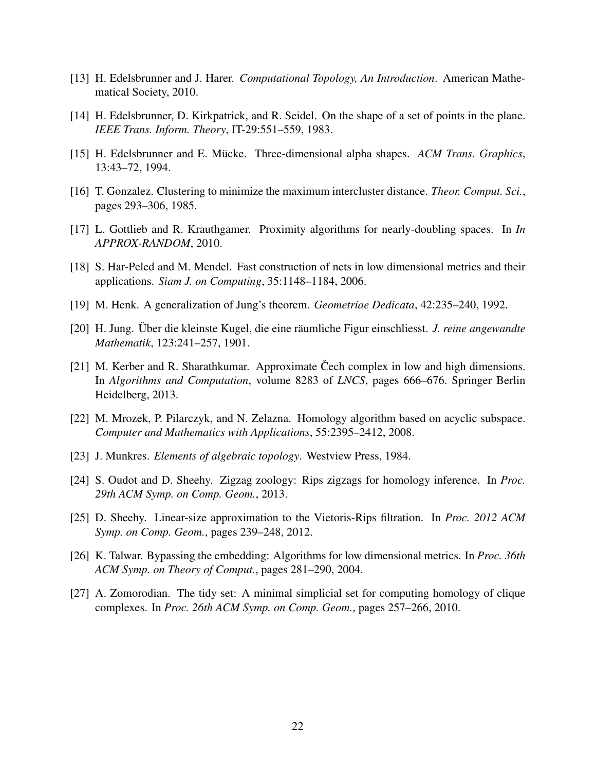[13] H. Edelsbrunner and J. Harer. *Computational Topology, An Introduction*. American Mathematical Society, 2010.

[14] H. Edelsbrunner, D. Kirkpatrick, and R. Seidel. On the shape of a set of points in the plane. *IEEE Trans. Inform. Theory*, IT-29:551–559, 1983.

[15] H. Edelsbrunner and E. Mücke. Three-dimensional alpha shapes. *ACM Trans. Graphics*, 13:43–72, 1994.

[16] T. Gonzalez. Clustering to minimize the maximum intercluster distance. *Theor. Comput. Sci.*, pages 293–306, 1985.

[17] L. Gottlieb and R. Krauthgamer. Proximity algorithms for nearly-doubling spaces. In *In APPROX-RANDOM*, 2010.

[18] S. Har-Peled and M. Mendel. Fast construction of nets in low dimensional metrics and their applications. *Siam J. on Computing*, 35:1148–1184, 2006.

[19] M. Henk. A generalization of Jung's theorem. *Geometriae Dedicata*, 42:235–240, 1992.

[20] H. Jung. Über die kleinste Kugel, die eine räumliche Figur einschliesst. *J. reine angewandte Mathematik*, 123:241–257, 1901.

[21] M. Kerber and R. Sharathkumar. Approximate Čech complex in low and high dimensions. In *Algorithms and Computation*, volume 8283 of *LNCS*, pages 666–676. Springer Berlin Heidelberg, 2013.

[22] M. Mrozek, P. Pilarczyk, and N. Zelazna. Homology algorithm based on acyclic subspace. *Computer and Mathematics with Applications*, 55:2395–2412, 2008.

[23] J. Munkres. *Elements of algebraic topology*. Westview Press, 1984.

[24] S. Oudot and D. Sheehy. Zigzag zoology: Rips zigzags for homology inference. In *Proc. 29th ACM Symp. on Comp. Geom.*, 2013.

[25] D. Sheehy. Linear-size approximation to the Vietoris-Rips filtration. In *Proc. 2012 ACM Symp. on Comp. Geom.*, pages 239–248, 2012.

[26] K. Talwar. Bypassing the embedding: Algorithms for low dimensional metrics. In *Proc. 36th ACM Symp. on Theory of Comput.*, pages 281–290, 2004.

[27] A. Zomorodian. The tidy set: A minimal simplicial set for computing homology of clique complexes. In *Proc. 26th ACM Symp. on Comp. Geom.*, pages 257–266, 2010.